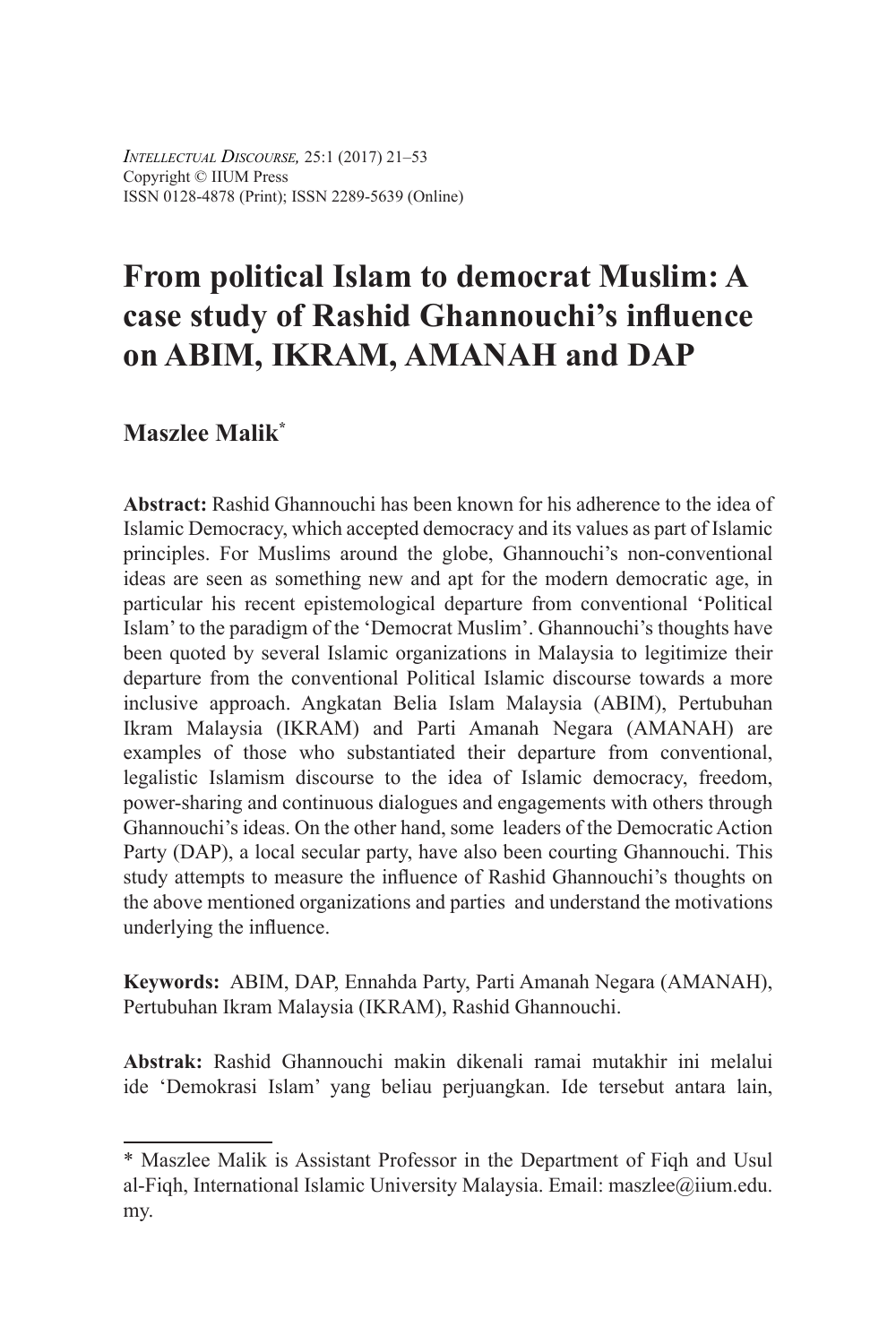# From political Islam to democrat Muslim: A case study of Rashid Ghannouchi's influence on ABIM, IKRAM, AMANAH and DAP

**Maszlee Malik***

**Abstract:** Rashid Ghannouchi has been known for his adherence to the idea of Islamic Democracy, which accepted democracy and its values as part of Islamic principles. For Muslims around the globe, Ghannouchi's non-conventional ideas are seen as something new and apt for the modern democratic age, in particular his recent epistemological departure from conventional 'Political Islam' to the paradigm of the 'Democrat Muslim'. Ghannouchi's thoughts have been quoted by several Islamic organizations in Malaysia to legitimize their departure from the conventional Political Islamic discourse towards a more inclusive approach. Angkatan Belia Islam Malaysia (ABIM), Pertubuhan Ikram Malaysia (IKRAM) and Parti Amanah Negara (AMANAH) are examples of those who substantiated their departure from conventional, legalistic Islamism discourse to the idea of Islamic democracy, freedom, power-sharing and continuous dialogues and engagements with others through Ghannouchi's ideas. On the other hand, some leaders of the Democratic Action Party (DAP), a local secular party, have also been courting Ghannouchi. This study attempts to measure the influence of Rashid Ghannouchi's thoughts on the above mentioned organizations and parties and understand the motivations underlying the influence.

**Keywords:** ABIM, DAP, Ennahda Party, Parti Amanah Negara (AMANAH), Pertubuhan Ikram Malaysia (IKRAM), Rashid Ghannouchi.

**Abstrak:** Rashid Ghannouchi makin dikenali ramai mutakhir ini melalui ide 'Demokrasi Islam' yang beliau perjuangkan. Ide tersebut antara lain,

---

* Maszlee Malik is Assistant Professor in the Department of Fiqh and Usul al-Fiqh, International Islamic University Malaysia. Email: maszlee@iium.edu.my.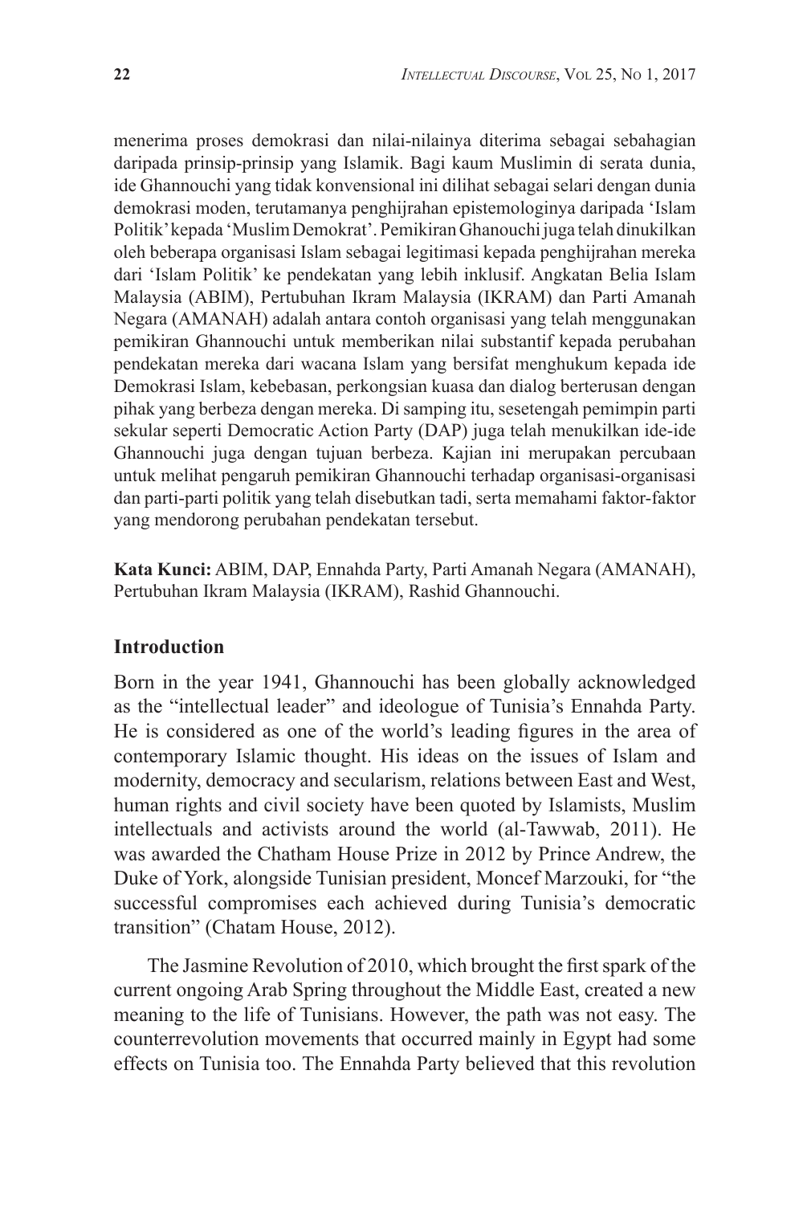menerima proses demokrasi dan nilai-nilainya diterima sebagai sebahagian daripada prinsip-prinsip yang Islamik. Bagi kaum Muslimin di serata dunia, ide Ghannouchi yang tidak konvensional ini dilihat sebagai selari dengan dunia demokrasi moden, terutamanya penghijrahan epistemologinya daripada 'Islam Politik' kepada 'Muslim Demokrat'. Pemikiran Ghanouchi juga telah dinukilkan oleh beberapa organisasi Islam sebagai legitimasi kepada penghijrahan mereka dari 'Islam Politik' ke pendekatan yang lebih inklusif. Angkatan Belia Islam Malaysia (ABIM), Pertubuhan Ikram Malaysia (IKRAM) dan Parti Amanah Negara (AMANAH) adalah antara contoh organisasi yang telah menggunakan pemikiran Ghannouchi untuk memberikan nilai substantif kepada perubahan pendekatan mereka dari wacana Islam yang bersifat menghukum kepada ide Demokrasi Islam, kebebasan, perkongsian kuasa dan dialog berterusan dengan pihak yang berbeza dengan mereka. Di samping itu, sesetengah pemimpin parti sekular seperti Democratic Action Party (DAP) juga telah menukilkan ide-ide Ghannouchi juga dengan tujuan berbeza. Kajian ini merupakan percubaan untuk melihat pengaruh pemikiran Ghannouchi terhadap organisasi-organisasi dan parti-parti politik yang telah disebutkan tadi, serta memahami faktor-faktor yang mendorong perubahan pendekatan tersebut.

**Kata Kunci:** ABIM, DAP, Ennahda Party, Parti Amanah Negara (AMANAH), Pertubuhan Ikram Malaysia (IKRAM), Rashid Ghannouchi.

## Introduction

Born in the year 1941, Ghannouchi has been globally acknowledged as the "intellectual leader" and ideologue of Tunisia's Ennahda Party. He is considered as one of the world's leading figures in the area of contemporary Islamic thought. His ideas on the issues of Islam and modernity, democracy and secularism, relations between East and West, human rights and civil society have been quoted by Islamists, Muslim intellectuals and activists around the world (al-Tawwab, 2011). He was awarded the Chatham House Prize in 2012 by Prince Andrew, the Duke of York, alongside Tunisian president, Moncef Marzouki, for "the successful compromises each achieved during Tunisia's democratic transition" (Chatam House, 2012).

The Jasmine Revolution of 2010, which brought the first spark of the current ongoing Arab Spring throughout the Middle East, created a new meaning to the life of Tunisians. However, the path was not easy. The counterrevolution movements that occurred mainly in Egypt had some effects on Tunisia too. The Ennahda Party believed that this revolution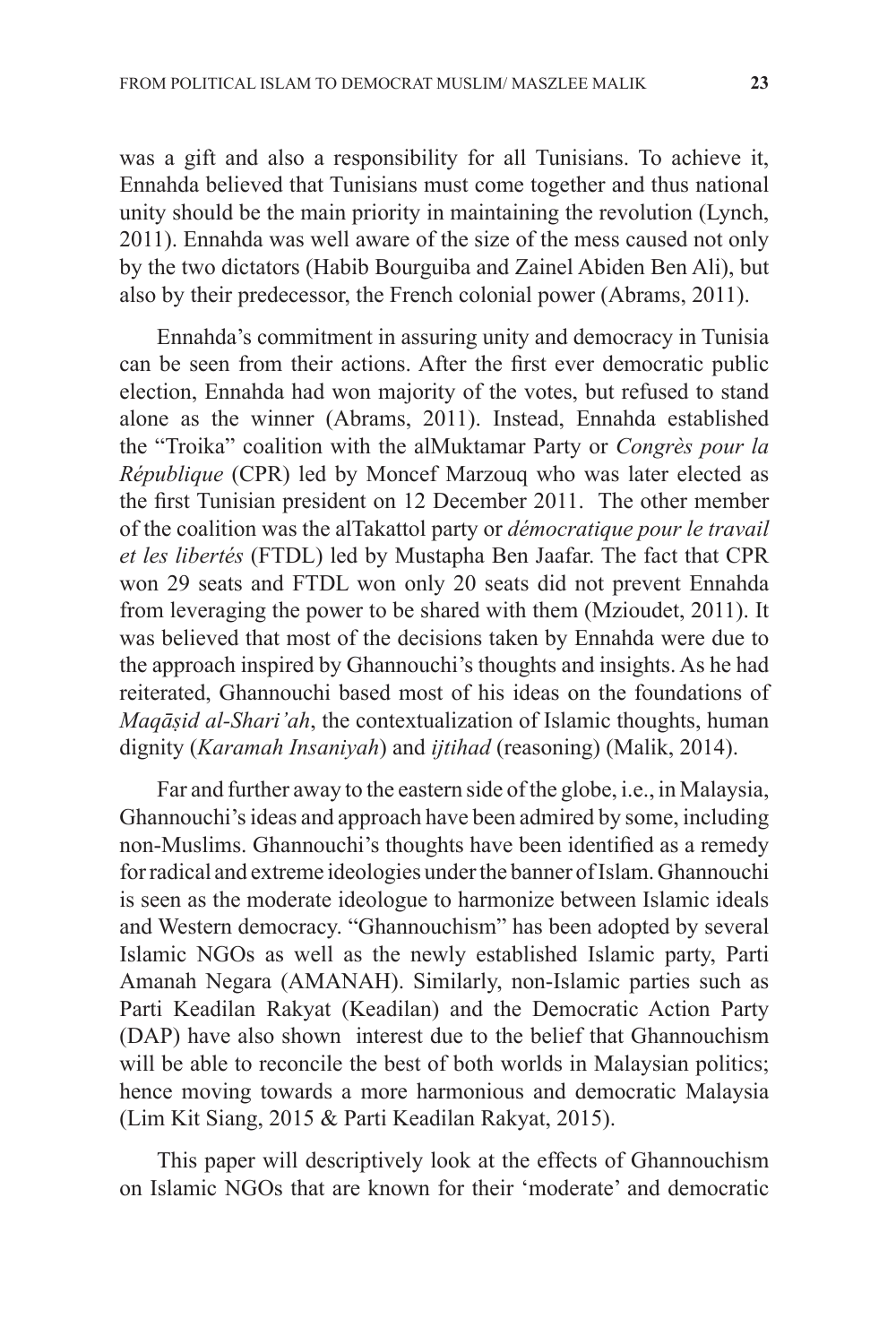was a gift and also a responsibility for all Tunisians. To achieve it, Ennahda believed that Tunisians must come together and thus national unity should be the main priority in maintaining the revolution (Lynch, 2011). Ennahda was well aware of the size of the mess caused not only by the two dictators (Habib Bourguiba and Zainel Abiden Ben Ali), but also by their predecessor, the French colonial power (Abrams, 2011).

Ennahda's commitment in assuring unity and democracy in Tunisia can be seen from their actions. After the first ever democratic public election, Ennahda had won majority of the votes, but refused to stand alone as the winner (Abrams, 2011). Instead, Ennahda established the "Troika" coalition with the alMuktamar Party or *Congrès pour la République* (CPR) led by Moncef Marzouq who was later elected as the first Tunisian president on 12 December 2011. The other member of the coalition was the alTakattol party or *démocratique pour le travail et les libertés* (FTDL) led by Mustapha Ben Jaafar. The fact that CPR won 29 seats and FTDL won only 20 seats did not prevent Ennahda from leveraging the power to be shared with them (Mzioudet, 2011). It was believed that most of the decisions taken by Ennahda were due to the approach inspired by Ghannouchi's thoughts and insights. As he had reiterated, Ghannouchi based most of his ideas on the foundations of *Maqāṣid al-Shari'ah*, the contextualization of Islamic thoughts, human dignity (*Karamah Insaniyah*) and *ijtihad* (reasoning) (Malik, 2014).

Far and further away to the eastern side of the globe, i.e., in Malaysia, Ghannouchi's ideas and approach have been admired by some, including non-Muslims. Ghannouchi's thoughts have been identified as a remedy for radical and extreme ideologies under the banner of Islam. Ghannouchi is seen as the moderate ideologue to harmonize between Islamic ideals and Western democracy. "Ghannouchism" has been adopted by several Islamic NGOs as well as the newly established Islamic party, Parti Amanah Negara (AMANAH). Similarly, non-Islamic parties such as Parti Keadilan Rakyat (Keadilan) and the Democratic Action Party (DAP) have also shown interest due to the belief that Ghannouchism will be able to reconcile the best of both worlds in Malaysian politics; hence moving towards a more harmonious and democratic Malaysia (Lim Kit Siang, 2015 & Parti Keadilan Rakyat, 2015).

This paper will descriptively look at the effects of Ghannouchism on Islamic NGOs that are known for their 'moderate' and democratic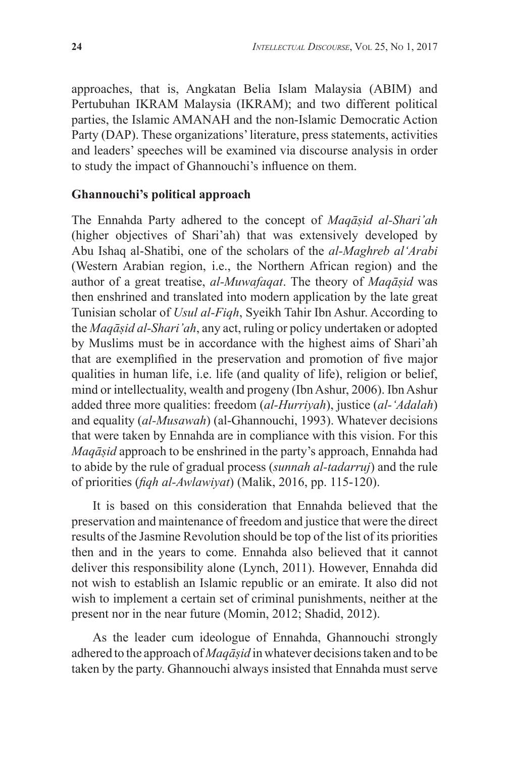approaches, that is, Angkatan Belia Islam Malaysia (ABIM) and Pertubuhan IKRAM Malaysia (IKRAM); and two different political parties, the Islamic AMANAH and the non-Islamic Democratic Action Party (DAP). These organizations' literature, press statements, activities and leaders' speeches will be examined via discourse analysis in order to study the impact of Ghannouchi's influence on them.

## Ghannouchi's political approach

The Ennahda Party adhered to the concept of *Maqāṣid al-Shari'ah* (higher objectives of Shari'ah) that was extensively developed by Abu Ishaq al-Shatibi, one of the scholars of the *al-Maghreb al'Arabi* (Western Arabian region, i.e., the Northern African region) and the author of a great treatise, *al-Muwafaqat*. The theory of *Maqāṣid* was then enshrined and translated into modern application by the late great Tunisian scholar of *Usul al-Fiqh*, Syeikh Tahir Ibn Ashur. According to the *Maqāṣid al-Shari'ah*, any act, ruling or policy undertaken or adopted by Muslims must be in accordance with the highest aims of Shari'ah that are exemplified in the preservation and promotion of five major qualities in human life, i.e. life (and quality of life), religion or belief, mind or intellectuality, wealth and progeny (Ibn Ashur, 2006). Ibn Ashur added three more qualities: freedom (*al-Hurriyah*), justice (*al-'Adalah*) and equality (*al-Musawah*) (al-Ghannouchi, 1993). Whatever decisions that were taken by Ennahda are in compliance with this vision. For this *Maqāṣid* approach to be enshrined in the party's approach, Ennahda had to abide by the rule of gradual process (*sunnah al-tadarruj*) and the rule of priorities (*fiqh al-Awlawiyat*) (Malik, 2016, pp. 115-120).

It is based on this consideration that Ennahda believed that the preservation and maintenance of freedom and justice that were the direct results of the Jasmine Revolution should be top of the list of its priorities then and in the years to come. Ennahda also believed that it cannot deliver this responsibility alone (Lynch, 2011). However, Ennahda did not wish to establish an Islamic republic or an emirate. It also did not wish to implement a certain set of criminal punishments, neither at the present nor in the near future (Momin, 2012; Shadid, 2012).

As the leader cum ideologue of Ennahda, Ghannouchi strongly adhered to the approach of *Maqāṣid* in whatever decisions taken and to be taken by the party. Ghannouchi always insisted that Ennahda must serve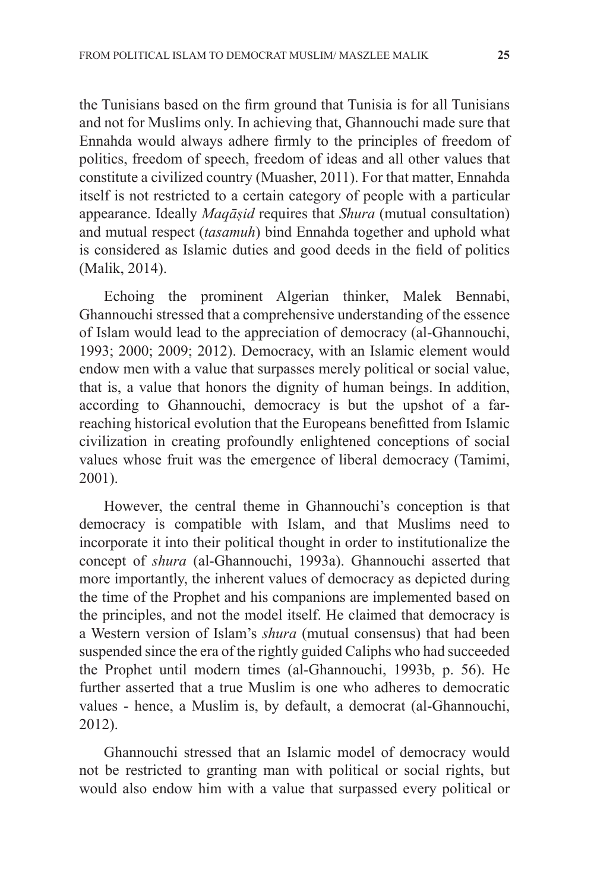the Tunisians based on the firm ground that Tunisia is for all Tunisians and not for Muslims only. In achieving that, Ghannouchi made sure that Ennahda would always adhere firmly to the principles of freedom of politics, freedom of speech, freedom of ideas and all other values that constitute a civilized country (Muasher, 2011). For that matter, Ennahda itself is not restricted to a certain category of people with a particular appearance. Ideally *Maqāṣid* requires that *Shura* (mutual consultation) and mutual respect (*tasamuh*) bind Ennahda together and uphold what is considered as Islamic duties and good deeds in the field of politics (Malik, 2014).

Echoing the prominent Algerian thinker, Malek Bennabi, Ghannouchi stressed that a comprehensive understanding of the essence of Islam would lead to the appreciation of democracy (al-Ghannouchi, 1993; 2000; 2009; 2012). Democracy, with an Islamic element would endow men with a value that surpasses merely political or social value, that is, a value that honors the dignity of human beings. In addition, according to Ghannouchi, democracy is but the upshot of a far-reaching historical evolution that the Europeans benefitted from Islamic civilization in creating profoundly enlightened conceptions of social values whose fruit was the emergence of liberal democracy (Tamimi, 2001).

However, the central theme in Ghannouchi's conception is that democracy is compatible with Islam, and that Muslims need to incorporate it into their political thought in order to institutionalize the concept of *shura* (al-Ghannouchi, 1993a). Ghannouchi asserted that more importantly, the inherent values of democracy as depicted during the time of the Prophet and his companions are implemented based on the principles, and not the model itself. He claimed that democracy is a Western version of Islam's *shura* (mutual consensus) that had been suspended since the era of the rightly guided Caliphs who had succeeded the Prophet until modern times (al-Ghannouchi, 1993b, p. 56). He further asserted that a true Muslim is one who adheres to democratic values - hence, a Muslim is, by default, a democrat (al-Ghannouchi, 2012).

Ghannouchi stressed that an Islamic model of democracy would not be restricted to granting man with political or social rights, but would also endow him with a value that surpassed every political or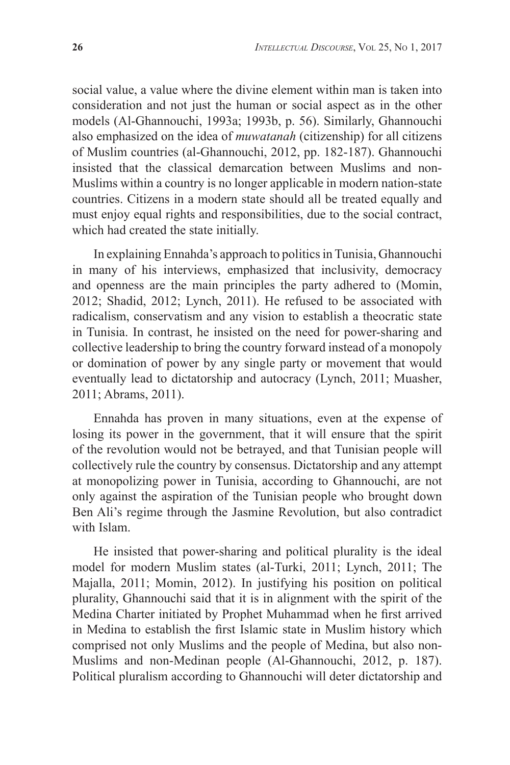social value, a value where the divine element within man is taken into consideration and not just the human or social aspect as in the other models (Al-Ghannouchi, 1993a; 1993b, p. 56). Similarly, Ghannouchi also emphasized on the idea of *muwatanah* (citizenship) for all citizens of Muslim countries (al-Ghannouchi, 2012, pp. 182-187). Ghannouchi insisted that the classical demarcation between Muslims and non-Muslims within a country is no longer applicable in modern nation-state countries. Citizens in a modern state should all be treated equally and must enjoy equal rights and responsibilities, due to the social contract, which had created the state initially.

In explaining Ennahda's approach to politics in Tunisia, Ghannouchi in many of his interviews, emphasized that inclusivity, democracy and openness are the main principles the party adhered to (Momin, 2012; Shadid, 2012; Lynch, 2011). He refused to be associated with radicalism, conservatism and any vision to establish a theocratic state in Tunisia. In contrast, he insisted on the need for power-sharing and collective leadership to bring the country forward instead of a monopoly or domination of power by any single party or movement that would eventually lead to dictatorship and autocracy (Lynch, 2011; Muasher, 2011; Abrams, 2011).

Ennahda has proven in many situations, even at the expense of losing its power in the government, that it will ensure that the spirit of the revolution would not be betrayed, and that Tunisian people will collectively rule the country by consensus. Dictatorship and any attempt at monopolizing power in Tunisia, according to Ghannouchi, are not only against the aspiration of the Tunisian people who brought down Ben Ali's regime through the Jasmine Revolution, but also contradict with Islam.

He insisted that power-sharing and political plurality is the ideal model for modern Muslim states (al-Turki, 2011; Lynch, 2011; The Majalla, 2011; Momin, 2012). In justifying his position on political plurality, Ghannouchi said that it is in alignment with the spirit of the Medina Charter initiated by Prophet Muhammad when he first arrived in Medina to establish the first Islamic state in Muslim history which comprised not only Muslims and the people of Medina, but also non-Muslims and non-Medinan people (Al-Ghannouchi, 2012, p. 187). Political pluralism according to Ghannouchi will deter dictatorship and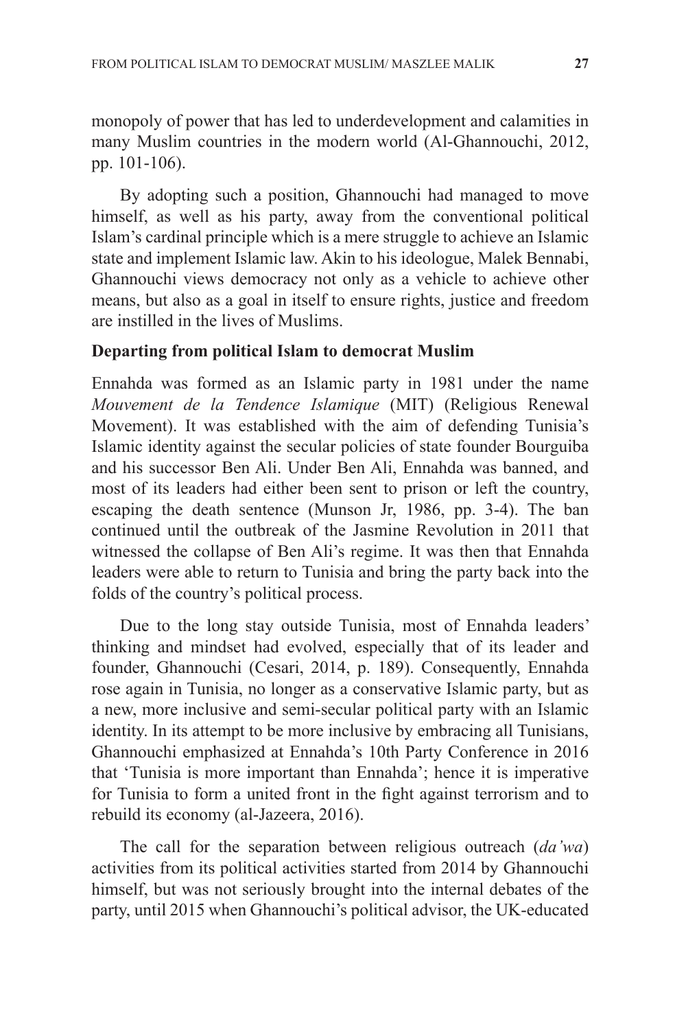monopoly of power that has led to underdevelopment and calamities in many Muslim countries in the modern world (Al-Ghannouchi, 2012, pp. 101-106).

By adopting such a position, Ghannouchi had managed to move himself, as well as his party, away from the conventional political Islam's cardinal principle which is a mere struggle to achieve an Islamic state and implement Islamic law. Akin to his ideologue, Malek Bennabi, Ghannouchi views democracy not only as a vehicle to achieve other means, but also as a goal in itself to ensure rights, justice and freedom are instilled in the lives of Muslims.

**Departing from political Islam to democrat Muslim**

Ennahda was formed as an Islamic party in 1981 under the name *Mouvement de la Tendence Islamique* (MIT) (Religious Renewal Movement). It was established with the aim of defending Tunisia's Islamic identity against the secular policies of state founder Bourguiba and his successor Ben Ali. Under Ben Ali, Ennahda was banned, and most of its leaders had either been sent to prison or left the country, escaping the death sentence (Munson Jr, 1986, pp. 3-4). The ban continued until the outbreak of the Jasmine Revolution in 2011 that witnessed the collapse of Ben Ali's regime. It was then that Ennahda leaders were able to return to Tunisia and bring the party back into the folds of the country's political process.

Due to the long stay outside Tunisia, most of Ennahda leaders' thinking and mindset had evolved, especially that of its leader and founder, Ghannouchi (Cesari, 2014, p. 189). Consequently, Ennahda rose again in Tunisia, no longer as a conservative Islamic party, but as a new, more inclusive and semi-secular political party with an Islamic identity. In its attempt to be more inclusive by embracing all Tunisians, Ghannouchi emphasized at Ennahda's 10th Party Conference in 2016 that 'Tunisia is more important than Ennahda'; hence it is imperative for Tunisia to form a united front in the fight against terrorism and to rebuild its economy (al-Jazeera, 2016).

The call for the separation between religious outreach (*da'wa*) activities from its political activities started from 2014 by Ghannouchi himself, but was not seriously brought into the internal debates of the party, until 2015 when Ghannouchi's political advisor, the UK-educated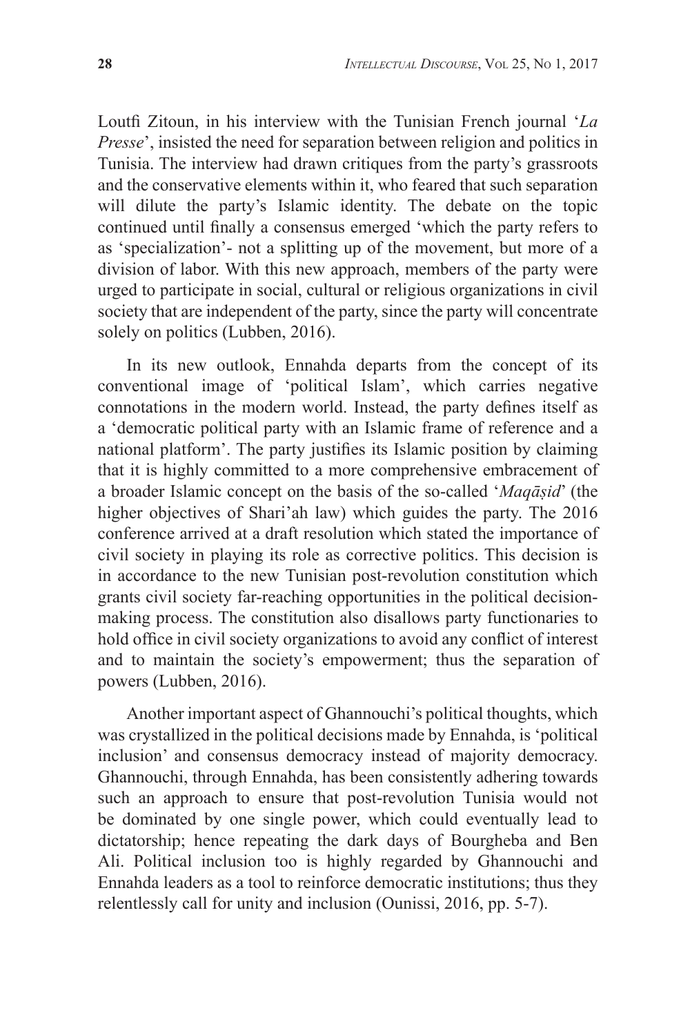Loutfi Zitoun, in his interview with the Tunisian French journal '*La Presse*', insisted the need for separation between religion and politics in Tunisia. The interview had drawn critiques from the party's grassroots and the conservative elements within it, who feared that such separation will dilute the party's Islamic identity. The debate on the topic continued until finally a consensus emerged 'which the party refers to as 'specialization'- not a splitting up of the movement, but more of a division of labor. With this new approach, members of the party were urged to participate in social, cultural or religious organizations in civil society that are independent of the party, since the party will concentrate solely on politics (Lubben, 2016).

In its new outlook, Ennahda departs from the concept of its conventional image of 'political Islam', which carries negative connotations in the modern world. Instead, the party defines itself as a 'democratic political party with an Islamic frame of reference and a national platform'. The party justifies its Islamic position by claiming that it is highly committed to a more comprehensive embracement of a broader Islamic concept on the basis of the so-called '*Maqāṣid*' (the higher objectives of Shari'ah law) which guides the party. The 2016 conference arrived at a draft resolution which stated the importance of civil society in playing its role as corrective politics. This decision is in accordance to the new Tunisian post-revolution constitution which grants civil society far-reaching opportunities in the political decision-making process. The constitution also disallows party functionaries to hold office in civil society organizations to avoid any conflict of interest and to maintain the society's empowerment; thus the separation of powers (Lubben, 2016).

Another important aspect of Ghannouchi's political thoughts, which was crystallized in the political decisions made by Ennahda, is 'political inclusion' and consensus democracy instead of majority democracy. Ghannouchi, through Ennahda, has been consistently adhering towards such an approach to ensure that post-revolution Tunisia would not be dominated by one single power, which could eventually lead to dictatorship; hence repeating the dark days of Bourgheba and Ben Ali. Political inclusion too is highly regarded by Ghannouchi and Ennahda leaders as a tool to reinforce democratic institutions; thus they relentlessly call for unity and inclusion (Ounissi, 2016, pp. 5-7).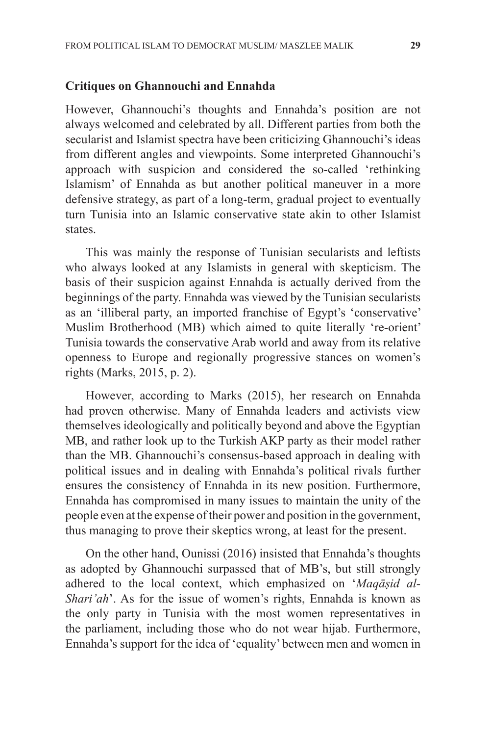### Critiques on Ghannouchi and Ennahda

However, Ghannouchi's thoughts and Ennahda's position are not always welcomed and celebrated by all. Different parties from both the secularist and Islamist spectra have been criticizing Ghannouchi's ideas from different angles and viewpoints. Some interpreted Ghannouchi's approach with suspicion and considered the so-called 'rethinking Islamism' of Ennahda as but another political maneuver in a more defensive strategy, as part of a long-term, gradual project to eventually turn Tunisia into an Islamic conservative state akin to other Islamist states.

This was mainly the response of Tunisian secularists and leftists who always looked at any Islamists in general with skepticism. The basis of their suspicion against Ennahda is actually derived from the beginnings of the party. Ennahda was viewed by the Tunisian secularists as an 'illiberal party, an imported franchise of Egypt's 'conservative' Muslim Brotherhood (MB) which aimed to quite literally 're-orient' Tunisia towards the conservative Arab world and away from its relative openness to Europe and regionally progressive stances on women's rights (Marks, 2015, p. 2).

However, according to Marks (2015), her research on Ennahda had proven otherwise. Many of Ennahda leaders and activists view themselves ideologically and politically beyond and above the Egyptian MB, and rather look up to the Turkish AKP party as their model rather than the MB. Ghannouchi's consensus-based approach in dealing with political issues and in dealing with Ennahda's political rivals further ensures the consistency of Ennahda in its new position. Furthermore, Ennahda has compromised in many issues to maintain the unity of the people even at the expense of their power and position in the government, thus managing to prove their skeptics wrong, at least for the present.

On the other hand, Ounissi (2016) insisted that Ennahda's thoughts as adopted by Ghannouchi surpassed that of MB's, but still strongly adhered to the local context, which emphasized on '*Maqāṣid al-Shari'ah*'. As for the issue of women's rights, Ennahda is known as the only party in Tunisia with the most women representatives in the parliament, including those who do not wear hijab. Furthermore, Ennahda's support for the idea of 'equality' between men and women in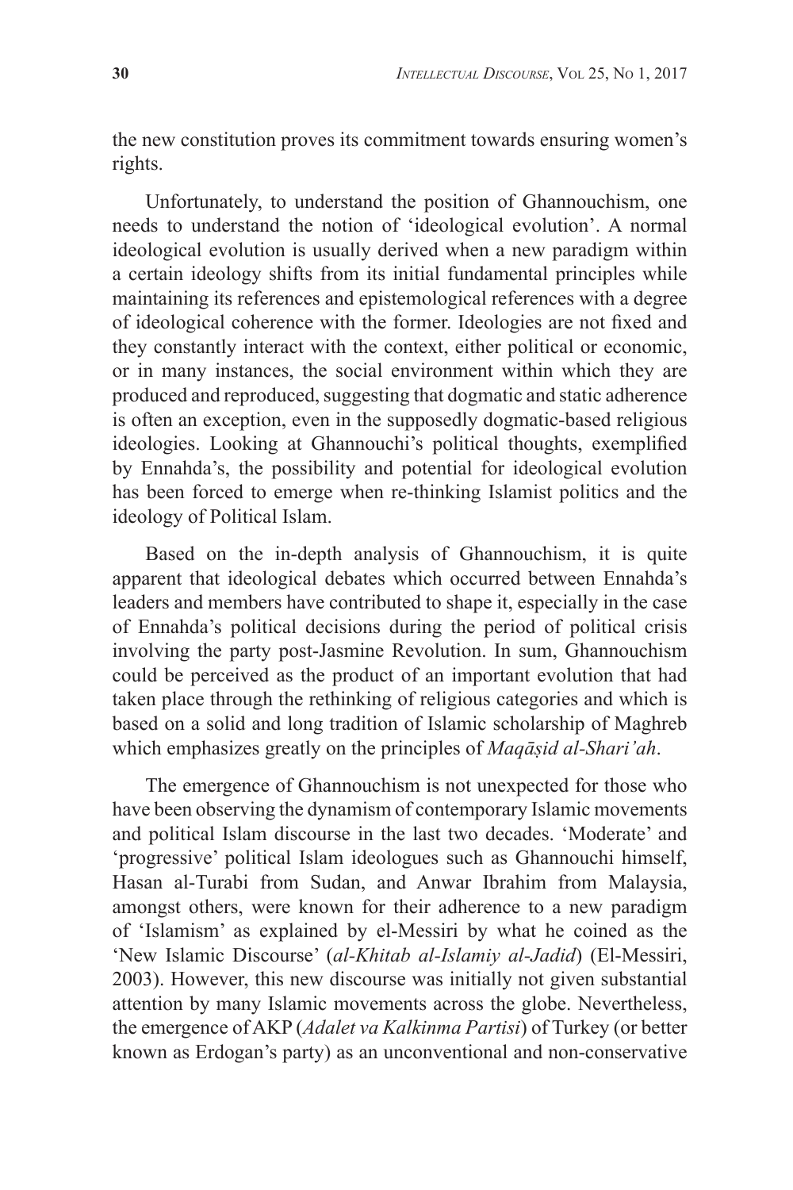the new constitution proves its commitment towards ensuring women's rights.

Unfortunately, to understand the position of Ghannouchism, one needs to understand the notion of 'ideological evolution'. A normal ideological evolution is usually derived when a new paradigm within a certain ideology shifts from its initial fundamental principles while maintaining its references and epistemological references with a degree of ideological coherence with the former. Ideologies are not fixed and they constantly interact with the context, either political or economic, or in many instances, the social environment within which they are produced and reproduced, suggesting that dogmatic and static adherence is often an exception, even in the supposedly dogmatic-based religious ideologies. Looking at Ghannouchi's political thoughts, exemplified by Ennahda's, the possibility and potential for ideological evolution has been forced to emerge when re-thinking Islamist politics and the ideology of Political Islam.

Based on the in-depth analysis of Ghannouchism, it is quite apparent that ideological debates which occurred between Ennahda's leaders and members have contributed to shape it, especially in the case of Ennahda's political decisions during the period of political crisis involving the party post-Jasmine Revolution. In sum, Ghannouchism could be perceived as the product of an important evolution that had taken place through the rethinking of religious categories and which is based on a solid and long tradition of Islamic scholarship of Maghreb which emphasizes greatly on the principles of *Maqāṣid al-Shari'ah*.

The emergence of Ghannouchism is not unexpected for those who have been observing the dynamism of contemporary Islamic movements and political Islam discourse in the last two decades. 'Moderate' and 'progressive' political Islam ideologues such as Ghannouchi himself, Hasan al-Turabi from Sudan, and Anwar Ibrahim from Malaysia, amongst others, were known for their adherence to a new paradigm of 'Islamism' as explained by el-Messiri by what he coined as the 'New Islamic Discourse' (*al-Khitab al-Islamiy al-Jadid*) (El-Messiri, 2003). However, this new discourse was initially not given substantial attention by many Islamic movements across the globe. Nevertheless, the emergence of AKP (*Adalet va Kalkinma Partisi*) of Turkey (or better known as Erdogan's party) as an unconventional and non-conservative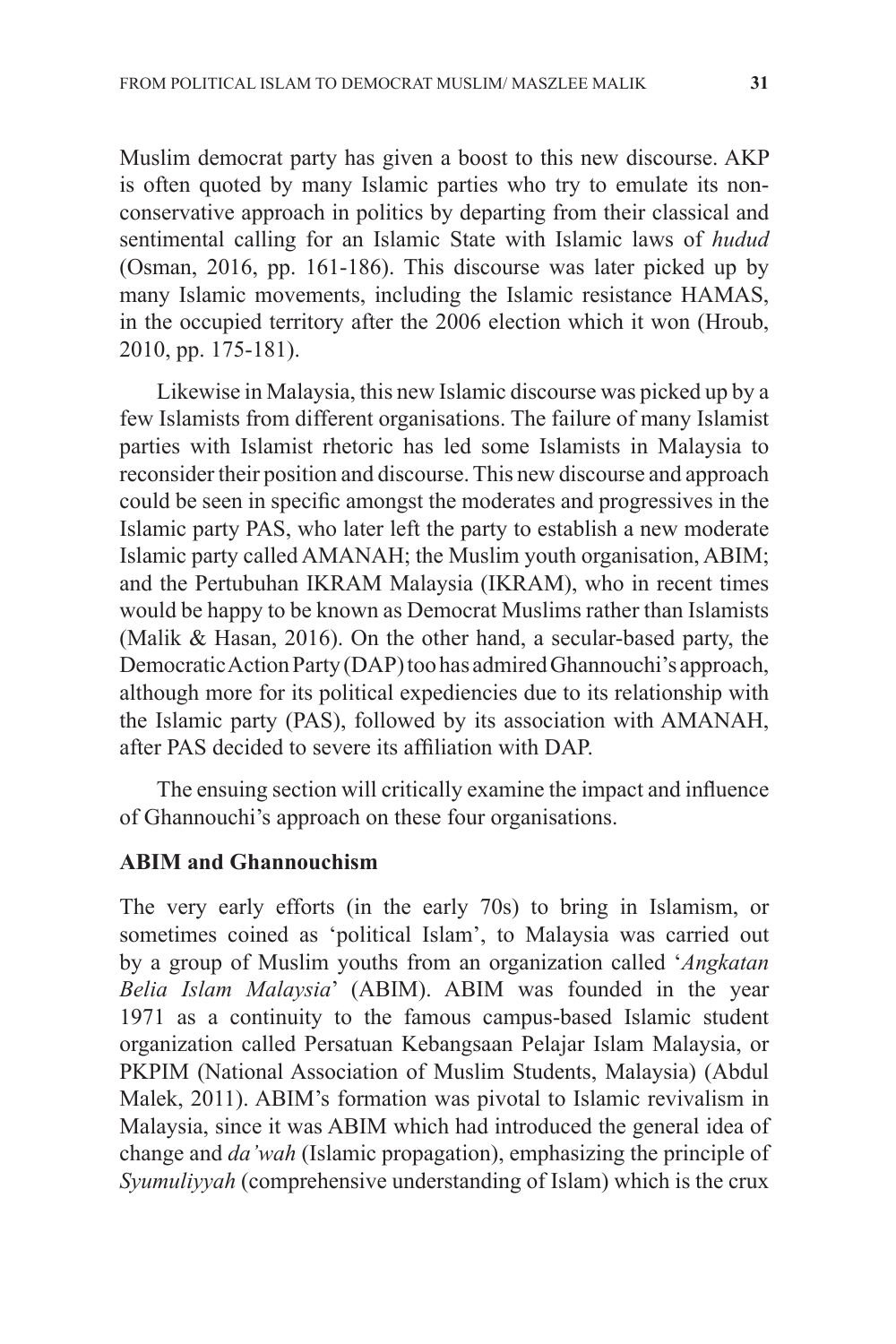Muslim democrat party has given a boost to this new discourse. AKP is often quoted by many Islamic parties who try to emulate its non-conservative approach in politics by departing from their classical and sentimental calling for an Islamic State with Islamic laws of *hudud* (Osman, 2016, pp. 161-186). This discourse was later picked up by many Islamic movements, including the Islamic resistance HAMAS, in the occupied territory after the 2006 election which it won (Hroub, 2010, pp. 175-181).

Likewise in Malaysia, this new Islamic discourse was picked up by a few Islamists from different organisations. The failure of many Islamist parties with Islamist rhetoric has led some Islamists in Malaysia to reconsider their position and discourse. This new discourse and approach could be seen in specific amongst the moderates and progressives in the Islamic party PAS, who later left the party to establish a new moderate Islamic party called AMANAH; the Muslim youth organisation, ABIM; and the Pertubuhan IKRAM Malaysia (IKRAM), who in recent times would be happy to be known as Democrat Muslims rather than Islamists (Malik & Hasan, 2016). On the other hand, a secular-based party, the Democratic Action Party (DAP) too has admired Ghannouchi's approach, although more for its political expediencies due to its relationship with the Islamic party (PAS), followed by its association with AMANAH, after PAS decided to severe its affiliation with DAP.

The ensuing section will critically examine the impact and influence of Ghannouchi's approach on these four organisations.

**ABIM and Ghannouchism**

The very early efforts (in the early 70s) to bring in Islamism, or sometimes coined as 'political Islam', to Malaysia was carried out by a group of Muslim youths from an organization called '*Angkatan Belia Islam Malaysia*' (ABIM). ABIM was founded in the year 1971 as a continuity to the famous campus-based Islamic student organization called Persatuan Kebangsaan Pelajar Islam Malaysia, or PKPIM (National Association of Muslim Students, Malaysia) (Abdul Malek, 2011). ABIM's formation was pivotal to Islamic revivalism in Malaysia, since it was ABIM which had introduced the general idea of change and *da'wah* (Islamic propagation), emphasizing the principle of *Syumuliyyah* (comprehensive understanding of Islam) which is the crux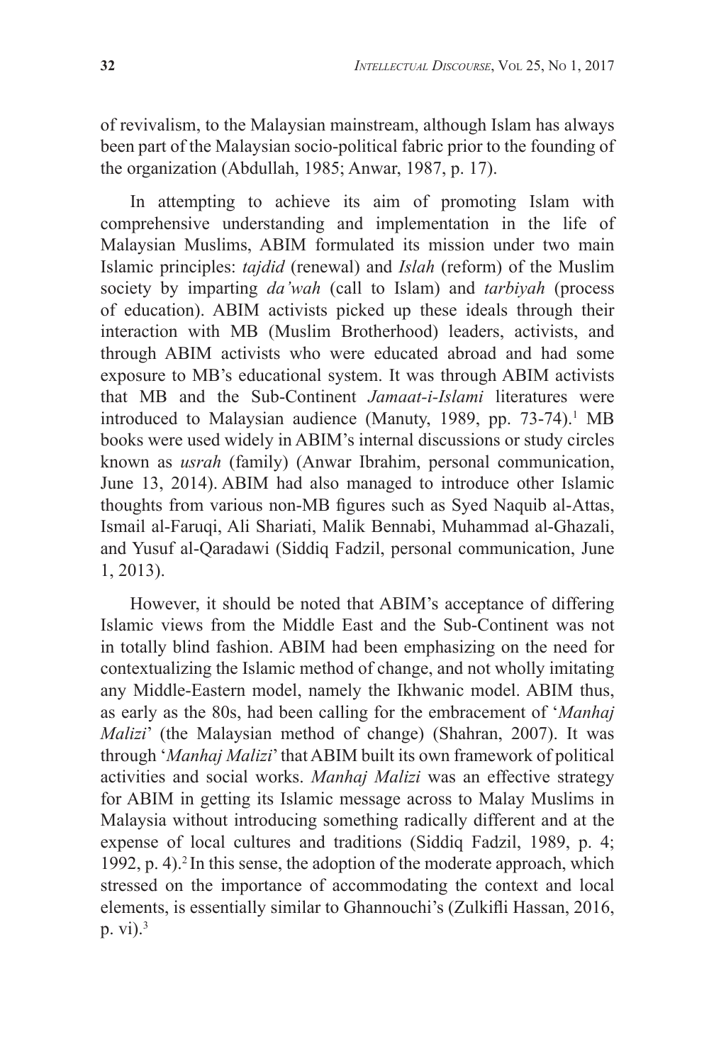of revivalism, to the Malaysian mainstream, although Islam has always been part of the Malaysian socio-political fabric prior to the founding of the organization (Abdullah, 1985; Anwar, 1987, p. 17).

In attempting to achieve its aim of promoting Islam with comprehensive understanding and implementation in the life of Malaysian Muslims, ABIM formulated its mission under two main Islamic principles: *tajdid* (renewal) and *Islah* (reform) of the Muslim society by imparting *da'wah* (call to Islam) and *tarbiyah* (process of education). ABIM activists picked up these ideals through their interaction with MB (Muslim Brotherhood) leaders, activists, and through ABIM activists who were educated abroad and had some exposure to MB's educational system. It was through ABIM activists that MB and the Sub-Continent *Jamaat-i-Islami* literatures were introduced to Malaysian audience (Manuty, 1989, pp. 73-74).[1] MB books were used widely in ABIM's internal discussions or study circles known as *usrah* (family) (Anwar Ibrahim, personal communication, June 13, 2014). ABIM had also managed to introduce other Islamic thoughts from various non-MB figures such as Syed Naquib al-Attas, Ismail al-Faruqi, Ali Shariati, Malik Bennabi, Muhammad al-Ghazali, and Yusuf al-Qaradawi (Siddiq Fadzil, personal communication, June 1, 2013).

However, it should be noted that ABIM's acceptance of differing Islamic views from the Middle East and the Sub-Continent was not in totally blind fashion. ABIM had been emphasizing on the need for contextualizing the Islamic method of change, and not wholly imitating any Middle-Eastern model, namely the Ikhwanic model. ABIM thus, as early as the 80s, had been calling for the embracement of '*Manhaj Malizi*' (the Malaysian method of change) (Shahran, 2007). It was through '*Manhaj Malizi*' that ABIM built its own framework of political activities and social works. *Manhaj Malizi* was an effective strategy for ABIM in getting its Islamic message across to Malay Muslims in Malaysia without introducing something radically different and at the expense of local cultures and traditions (Siddiq Fadzil, 1989, p. 4; 1992, p. 4).[2] In this sense, the adoption of the moderate approach, which stressed on the importance of accommodating the context and local elements, is essentially similar to Ghannouchi's (Zulkifli Hassan, 2016, p. vi).[3]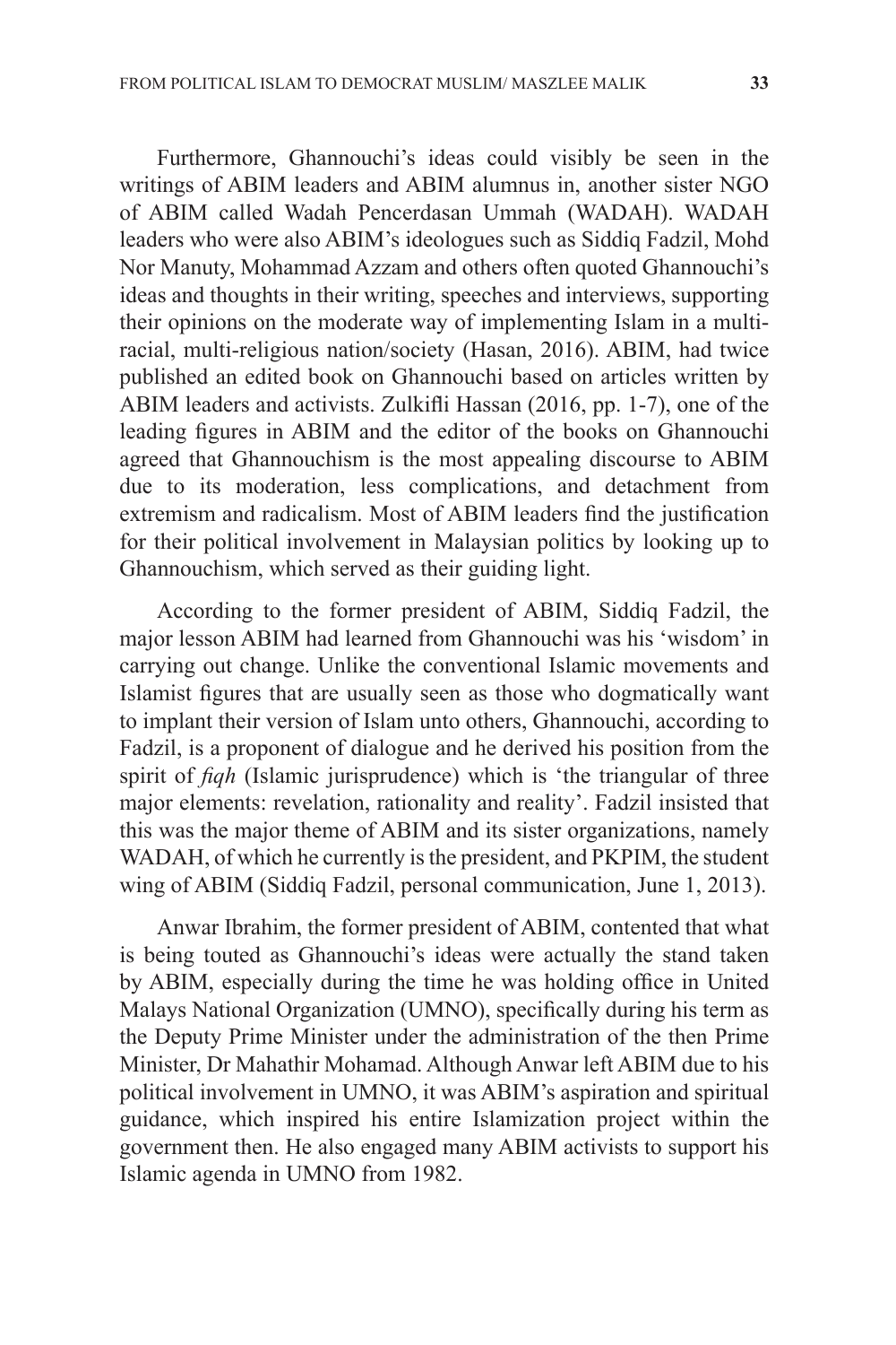Furthermore, Ghannouchi's ideas could visibly be seen in the writings of ABIM leaders and ABIM alumnus in, another sister NGO of ABIM called Wadah Pencerdasan Ummah (WADAH). WADAH leaders who were also ABIM's ideologues such as Siddiq Fadzil, Mohd Nor Manuty, Mohammad Azzam and others often quoted Ghannouchi's ideas and thoughts in their writing, speeches and interviews, supporting their opinions on the moderate way of implementing Islam in a multi-racial, multi-religious nation/society (Hasan, 2016). ABIM, had twice published an edited book on Ghannouchi based on articles written by ABIM leaders and activists. Zulkifli Hassan (2016, pp. 1-7), one of the leading figures in ABIM and the editor of the books on Ghannouchi agreed that Ghannouchism is the most appealing discourse to ABIM due to its moderation, less complications, and detachment from extremism and radicalism. Most of ABIM leaders find the justification for their political involvement in Malaysian politics by looking up to Ghannouchism, which served as their guiding light.

According to the former president of ABIM, Siddiq Fadzil, the major lesson ABIM had learned from Ghannouchi was his 'wisdom' in carrying out change. Unlike the conventional Islamic movements and Islamist figures that are usually seen as those who dogmatically want to implant their version of Islam unto others, Ghannouchi, according to Fadzil, is a proponent of dialogue and he derived his position from the spirit of *fiqh* (Islamic jurisprudence) which is 'the triangular of three major elements: revelation, rationality and reality'. Fadzil insisted that this was the major theme of ABIM and its sister organizations, namely WADAH, of which he currently is the president, and PKPIM, the student wing of ABIM (Siddiq Fadzil, personal communication, June 1, 2013).

Anwar Ibrahim, the former president of ABIM, contented that what is being touted as Ghannouchi's ideas were actually the stand taken by ABIM, especially during the time he was holding office in United Malays National Organization (UMNO), specifically during his term as the Deputy Prime Minister under the administration of the then Prime Minister, Dr Mahathir Mohamad. Although Anwar left ABIM due to his political involvement in UMNO, it was ABIM's aspiration and spiritual guidance, which inspired his entire Islamization project within the government then. He also engaged many ABIM activists to support his Islamic agenda in UMNO from 1982.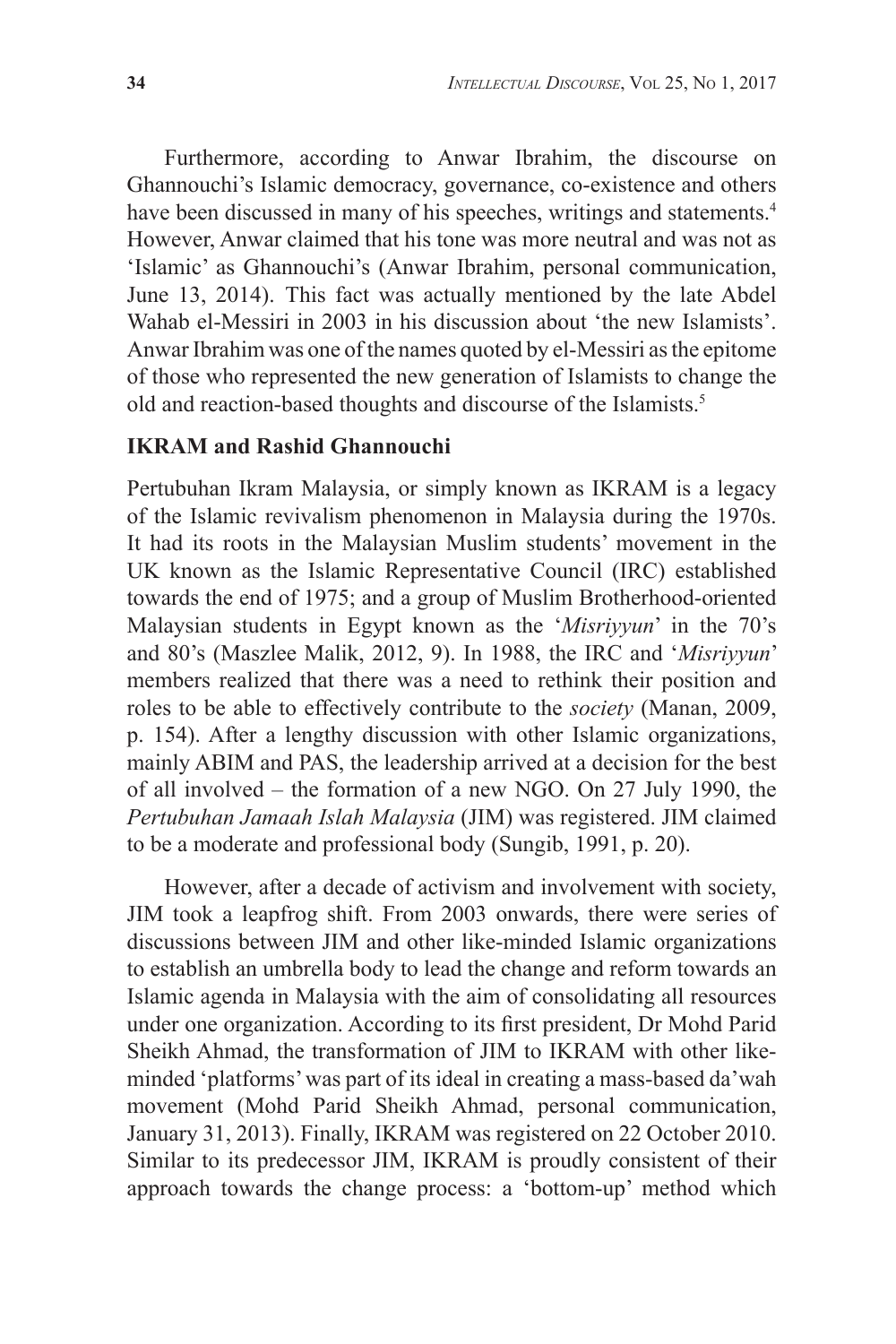Furthermore, according to Anwar Ibrahim, the discourse on Ghannouchi's Islamic democracy, governance, co-existence and others have been discussed in many of his speeches, writings and statements.[4] However, Anwar claimed that his tone was more neutral and was not as 'Islamic' as Ghannouchi's (Anwar Ibrahim, personal communication, June 13, 2014). This fact was actually mentioned by the late Abdel Wahab el-Messiri in 2003 in his discussion about 'the new Islamists'. Anwar Ibrahim was one of the names quoted by el-Messiri as the epitome of those who represented the new generation of Islamists to change the old and reaction-based thoughts and discourse of the Islamists.[5]

### IKRAM and Rashid Ghannouchi

Pertubuhan Ikram Malaysia, or simply known as IKRAM is a legacy of the Islamic revivalism phenomenon in Malaysia during the 1970s. It had its roots in the Malaysian Muslim students' movement in the UK known as the Islamic Representative Council (IRC) established towards the end of 1975; and a group of Muslim Brotherhood-oriented Malaysian students in Egypt known as the '*Misriyyun*' in the 70's and 80's (Maszlee Malik, 2012, 9). In 1988, the IRC and '*Misriyyun*' members realized that there was a need to rethink their position and roles to be able to effectively contribute to the *society* (Manan, 2009, p. 154). After a lengthy discussion with other Islamic organizations, mainly ABIM and PAS, the leadership arrived at a decision for the best of all involved – the formation of a new NGO. On 27 July 1990, the *Pertubuhan Jamaah Islah Malaysia* (JIM) was registered. JIM claimed to be a moderate and professional body (Sungib, 1991, p. 20).

However, after a decade of activism and involvement with society, JIM took a leapfrog shift. From 2003 onwards, there were series of discussions between JIM and other like-minded Islamic organizations to establish an umbrella body to lead the change and reform towards an Islamic agenda in Malaysia with the aim of consolidating all resources under one organization. According to its first president, Dr Mohd Parid Sheikh Ahmad, the transformation of JIM to IKRAM with other like-minded 'platforms' was part of its ideal in creating a mass-based da'wah movement (Mohd Parid Sheikh Ahmad, personal communication, January 31, 2013). Finally, IKRAM was registered on 22 October 2010. Similar to its predecessor JIM, IKRAM is proudly consistent of their approach towards the change process: a 'bottom-up' method which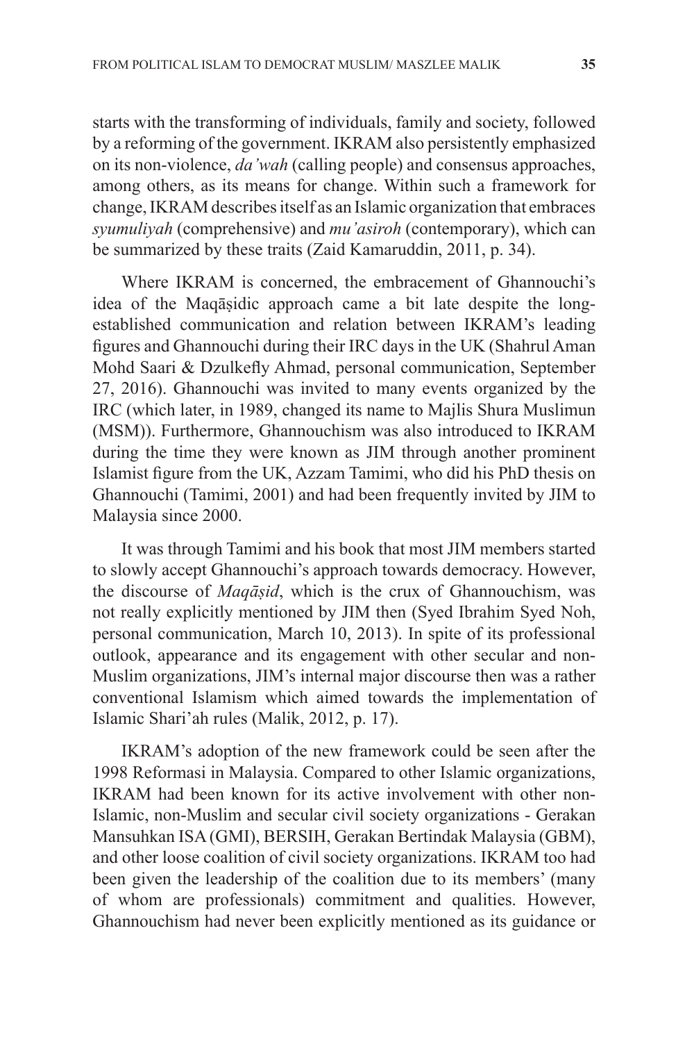starts with the transforming of individuals, family and society, followed by a reforming of the government. IKRAM also persistently emphasized on its non-violence, *da'wah* (calling people) and consensus approaches, among others, as its means for change. Within such a framework for change, IKRAM describes itself as an Islamic organization that embraces *syumuliyah* (comprehensive) and *mu'asiroh* (contemporary), which can be summarized by these traits (Zaid Kamaruddin, 2011, p. 34).

Where IKRAM is concerned, the embracement of Ghannouchi's idea of the Maqāṣidic approach came a bit late despite the long-established communication and relation between IKRAM's leading figures and Ghannouchi during their IRC days in the UK (Shahrul Aman Mohd Saari & Dzulkefly Ahmad, personal communication, September 27, 2016). Ghannouchi was invited to many events organized by the IRC (which later, in 1989, changed its name to Majlis Shura Muslimun (MSM)). Furthermore, Ghannouchism was also introduced to IKRAM during the time they were known as JIM through another prominent Islamist figure from the UK, Azzam Tamimi, who did his PhD thesis on Ghannouchi (Tamimi, 2001) and had been frequently invited by JIM to Malaysia since 2000.

It was through Tamimi and his book that most JIM members started to slowly accept Ghannouchi's approach towards democracy. However, the discourse of *Maqāṣid*, which is the crux of Ghannouchism, was not really explicitly mentioned by JIM then (Syed Ibrahim Syed Noh, personal communication, March 10, 2013). In spite of its professional outlook, appearance and its engagement with other secular and non-Muslim organizations, JIM's internal major discourse then was a rather conventional Islamism which aimed towards the implementation of Islamic Shari'ah rules (Malik, 2012, p. 17).

IKRAM's adoption of the new framework could be seen after the 1998 Reformasi in Malaysia. Compared to other Islamic organizations, IKRAM had been known for its active involvement with other non-Islamic, non-Muslim and secular civil society organizations - Gerakan Mansuhkan ISA (GMI), BERSIH, Gerakan Bertindak Malaysia (GBM), and other loose coalition of civil society organizations. IKRAM too had been given the leadership of the coalition due to its members' (many of whom are professionals) commitment and qualities. However, Ghannouchism had never been explicitly mentioned as its guidance or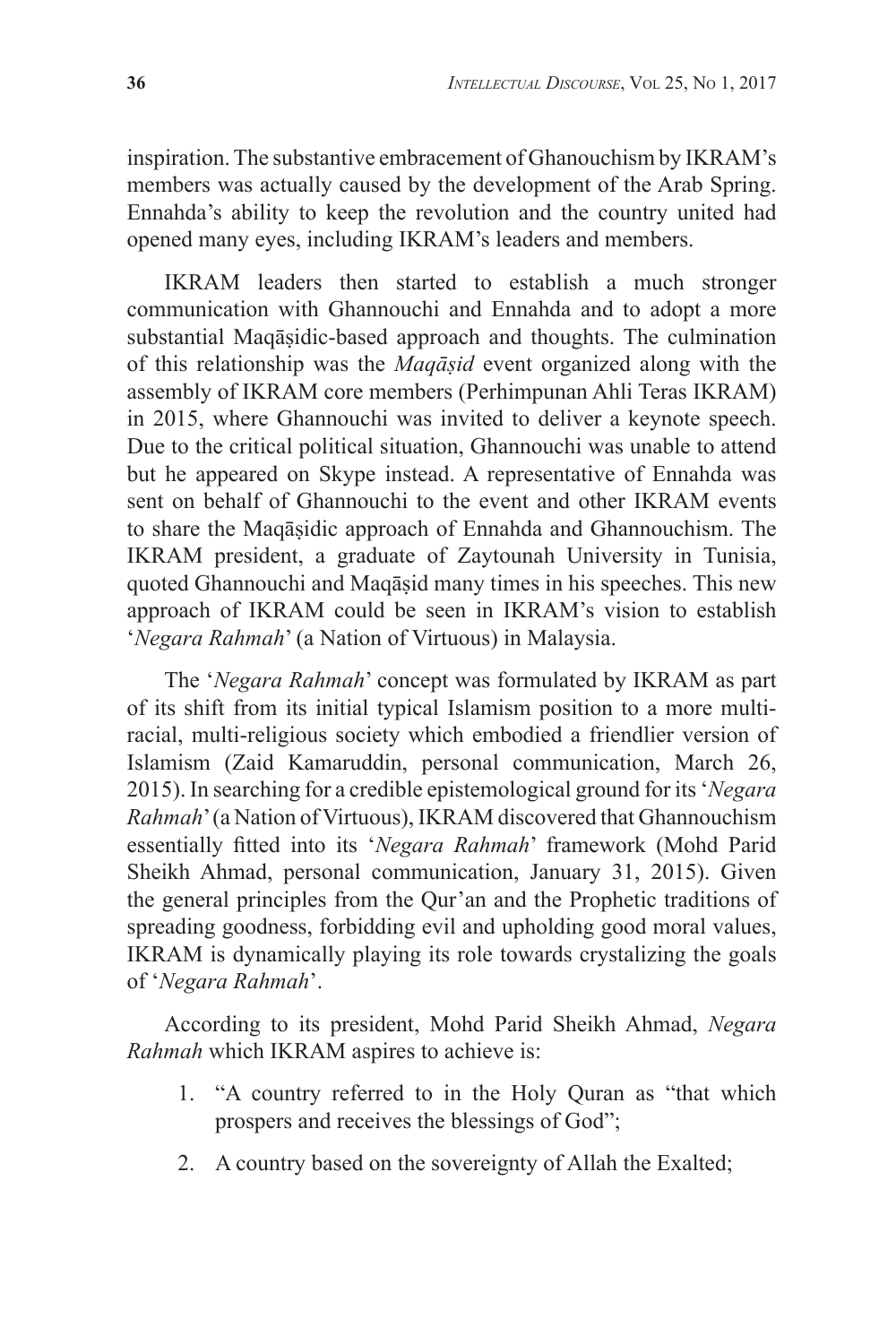inspiration. The substantive embracement of Ghanouchism by IKRAM's members was actually caused by the development of the Arab Spring. Ennahda's ability to keep the revolution and the country united had opened many eyes, including IKRAM's leaders and members.

IKRAM leaders then started to establish a much stronger communication with Ghannouchi and Ennahda and to adopt a more substantial Maqāṣidic-based approach and thoughts. The culmination of this relationship was the *Maqāṣid* event organized along with the assembly of IKRAM core members (Perhimpunan Ahli Teras IKRAM) in 2015, where Ghannouchi was invited to deliver a keynote speech. Due to the critical political situation, Ghannouchi was unable to attend but he appeared on Skype instead. A representative of Ennahda was sent on behalf of Ghannouchi to the event and other IKRAM events to share the Maqāṣidic approach of Ennahda and Ghannouchism. The IKRAM president, a graduate of Zaytounah University in Tunisia, quoted Ghannouchi and Maqāṣid many times in his speeches. This new approach of IKRAM could be seen in IKRAM's vision to establish '*Negara Rahmah*' (a Nation of Virtuous) in Malaysia.

The '*Negara Rahmah*' concept was formulated by IKRAM as part of its shift from its initial typical Islamism position to a more multi-racial, multi-religious society which embodied a friendlier version of Islamism (Zaid Kamaruddin, personal communication, March 26, 2015). In searching for a credible epistemological ground for its '*Negara Rahmah*' (a Nation of Virtuous), IKRAM discovered that Ghannouchism essentially fitted into its '*Negara Rahmah*' framework (Mohd Parid Sheikh Ahmad, personal communication, January 31, 2015). Given the general principles from the Qur'an and the Prophetic traditions of spreading goodness, forbidding evil and upholding good moral values, IKRAM is dynamically playing its role towards crystalizing the goals of '*Negara Rahmah*'.

According to its president, Mohd Parid Sheikh Ahmad, *Negara Rahmah* which IKRAM aspires to achieve is:

1. "A country referred to in the Holy Quran as "that which prospers and receives the blessings of God";
2. A country based on the sovereignty of Allah the Exalted;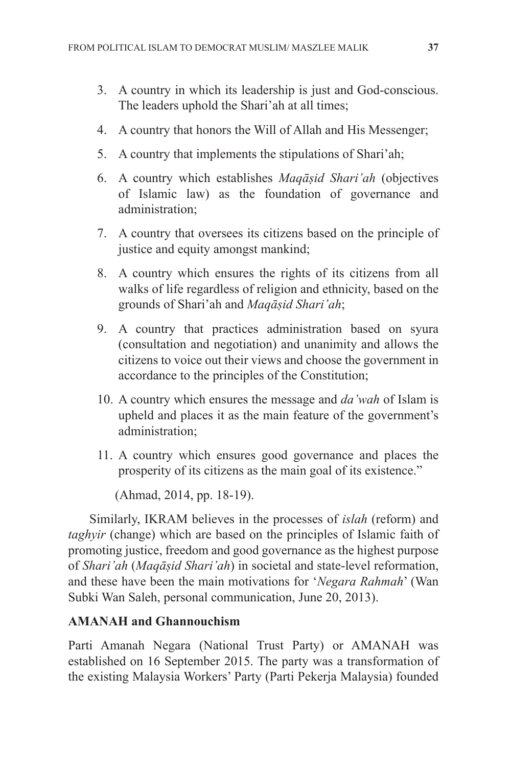3. A country in which its leadership is just and God-conscious. The leaders uphold the Shari'ah at all times;
4. A country that honors the Will of Allah and His Messenger;
5. A country that implements the stipulations of Shari'ah;
6. A country which establishes *Maqāṣid Shari'ah* (objectives of Islamic law) as the foundation of governance and administration;
7. A country that oversees its citizens based on the principle of justice and equity amongst mankind;
8. A country which ensures the rights of its citizens from all walks of life regardless of religion and ethnicity, based on the grounds of Shari'ah and *Maqāṣid Shari'ah*;
9. A country that practices administration based on syura (consultation and negotiation) and unanimity and allows the citizens to voice out their views and choose the government in accordance to the principles of the Constitution;
10. A country which ensures the message and *da'wah* of Islam is upheld and places it as the main feature of the government's administration;
11. A country which ensures good governance and places the prosperity of its citizens as the main goal of its existence."

(Ahmad, 2014, pp. 18-19).

Similarly, IKRAM believes in the processes of *islah* (reform) and *taghyir* (change) which are based on the principles of Islamic faith of promoting justice, freedom and good governance as the highest purpose of *Shari'ah* (*Maqāṣid Shari'ah*) in societal and state-level reformation, and these have been the main motivations for '*Negara Rahmah*' (Wan Subki Wan Saleh, personal communication, June 20, 2013).

**AMANAH and Ghannouchism**

Parti Amanah Negara (National Trust Party) or AMANAH was established on 16 September 2015. The party was a transformation of the existing Malaysia Workers' Party (Parti Pekerja Malaysia) founded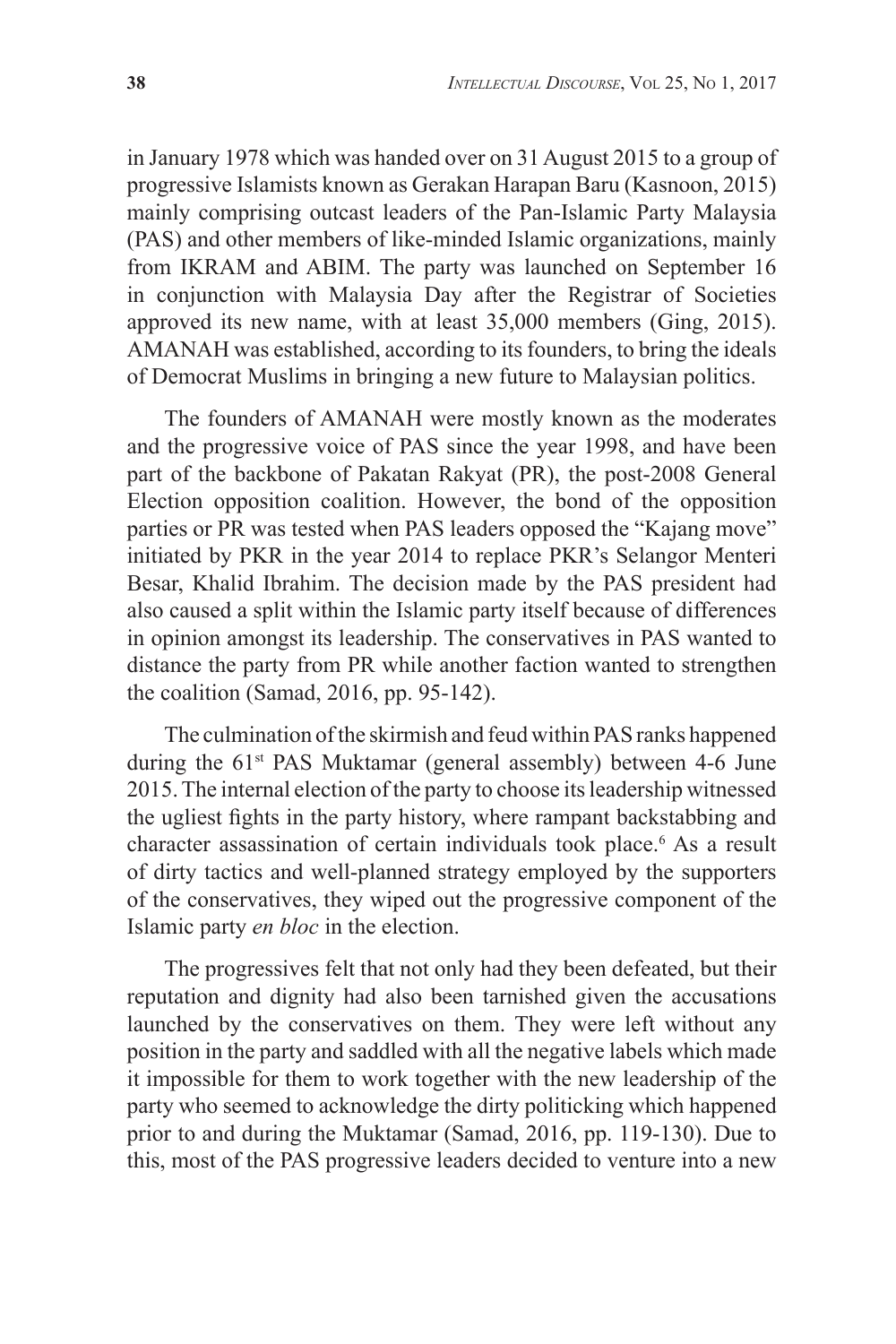in January 1978 which was handed over on 31 August 2015 to a group of progressive Islamists known as Gerakan Harapan Baru (Kasnoon, 2015) mainly comprising outcast leaders of the Pan-Islamic Party Malaysia (PAS) and other members of like-minded Islamic organizations, mainly from IKRAM and ABIM. The party was launched on September 16 in conjunction with Malaysia Day after the Registrar of Societies approved its new name, with at least 35,000 members (Ging, 2015). AMANAH was established, according to its founders, to bring the ideals of Democrat Muslims in bringing a new future to Malaysian politics.

The founders of AMANAH were mostly known as the moderates and the progressive voice of PAS since the year 1998, and have been part of the backbone of Pakatan Rakyat (PR), the post-2008 General Election opposition coalition. However, the bond of the opposition parties or PR was tested when PAS leaders opposed the "Kajang move" initiated by PKR in the year 2014 to replace PKR's Selangor Menteri Besar, Khalid Ibrahim. The decision made by the PAS president had also caused a split within the Islamic party itself because of differences in opinion amongst its leadership. The conservatives in PAS wanted to distance the party from PR while another faction wanted to strengthen the coalition (Samad, 2016, pp. 95-142).

The culmination of the skirmish and feud within PAS ranks happened during the 61st PAS Muktamar (general assembly) between 4-6 June 2015. The internal election of the party to choose its leadership witnessed the ugliest fights in the party history, where rampant backstabbing and character assassination of certain individuals took place.[6] As a result of dirty tactics and well-planned strategy employed by the supporters of the conservatives, they wiped out the progressive component of the Islamic party *en bloc* in the election.

The progressives felt that not only had they been defeated, but their reputation and dignity had also been tarnished given the accusations launched by the conservatives on them. They were left without any position in the party and saddled with all the negative labels which made it impossible for them to work together with the new leadership of the party who seemed to acknowledge the dirty politicking which happened prior to and during the Muktamar (Samad, 2016, pp. 119-130). Due to this, most of the PAS progressive leaders decided to venture into a new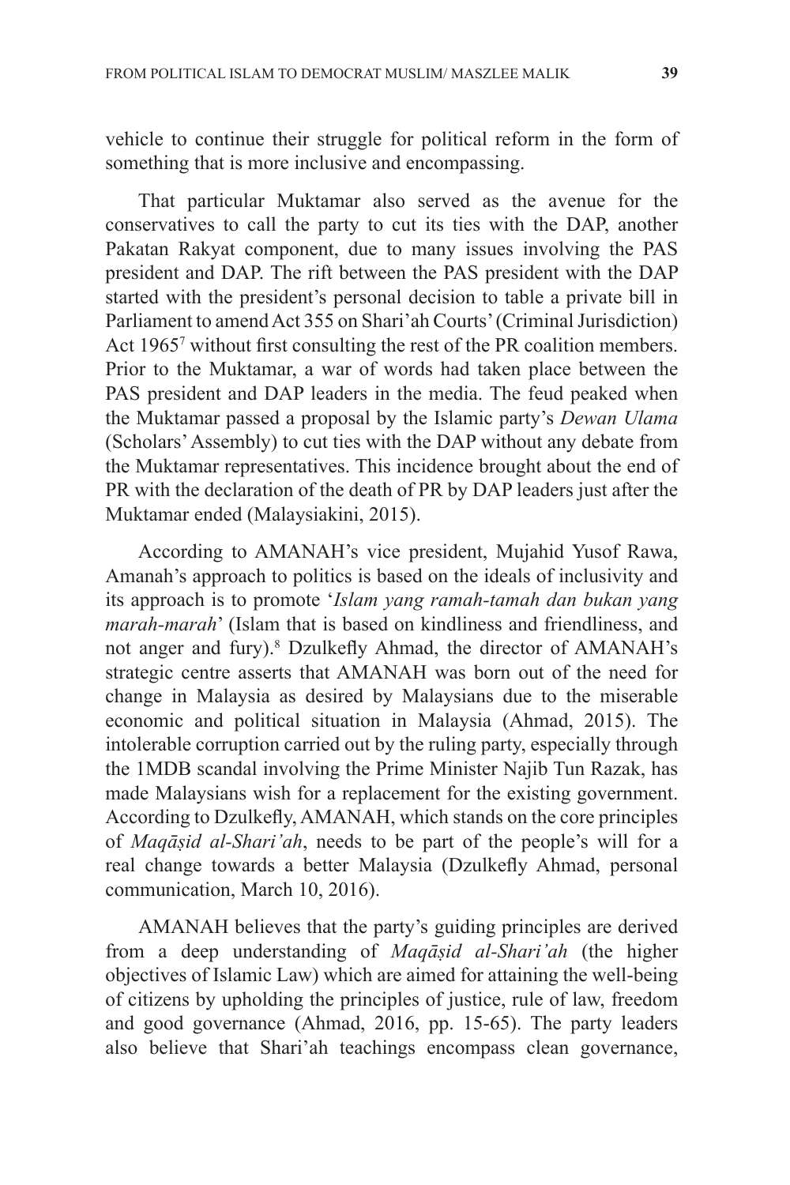vehicle to continue their struggle for political reform in the form of something that is more inclusive and encompassing.

That particular Muktamar also served as the avenue for the conservatives to call the party to cut its ties with the DAP, another Pakatan Rakyat component, due to many issues involving the PAS president and DAP. The rift between the PAS president with the DAP started with the president's personal decision to table a private bill in Parliament to amend Act 355 on Shari'ah Courts' (Criminal Jurisdiction) Act 1965[7] without first consulting the rest of the PR coalition members. Prior to the Muktamar, a war of words had taken place between the PAS president and DAP leaders in the media. The feud peaked when the Muktamar passed a proposal by the Islamic party's *Dewan Ulama* (Scholars' Assembly) to cut ties with the DAP without any debate from the Muktamar representatives. This incidence brought about the end of PR with the declaration of the death of PR by DAP leaders just after the Muktamar ended (Malaysiakini, 2015).

According to AMANAH's vice president, Mujahid Yusof Rawa, Amanah's approach to politics is based on the ideals of inclusivity and its approach is to promote '*Islam yang ramah-tamah dan bukan yang marah-marah*' (Islam that is based on kindliness and friendliness, and not anger and fury).[8] Dzulkefly Ahmad, the director of AMANAH's strategic centre asserts that AMANAH was born out of the need for change in Malaysia as desired by Malaysians due to the miserable economic and political situation in Malaysia (Ahmad, 2015). The intolerable corruption carried out by the ruling party, especially through the 1MDB scandal involving the Prime Minister Najib Tun Razak, has made Malaysians wish for a replacement for the existing government. According to Dzulkefly, AMANAH, which stands on the core principles of *Maqāṣid al-Shari'ah*, needs to be part of the people's will for a real change towards a better Malaysia (Dzulkefly Ahmad, personal communication, March 10, 2016).

AMANAH believes that the party's guiding principles are derived from a deep understanding of *Maqāṣid al-Shari'ah* (the higher objectives of Islamic Law) which are aimed for attaining the well-being of citizens by upholding the principles of justice, rule of law, freedom and good governance (Ahmad, 2016, pp. 15-65). The party leaders also believe that Shari'ah teachings encompass clean governance,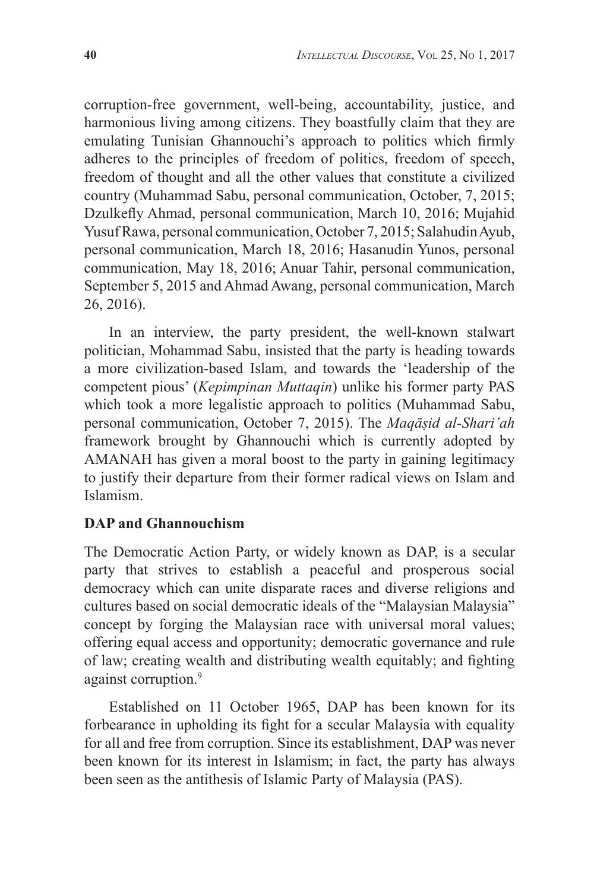corruption-free government, well-being, accountability, justice, and harmonious living among citizens. They boastfully claim that they are emulating Tunisian Ghannouchi's approach to politics which firmly adheres to the principles of freedom of politics, freedom of speech, freedom of thought and all the other values that constitute a civilized country (Muhammad Sabu, personal communication, October, 7, 2015; Dzulkefly Ahmad, personal communication, March 10, 2016; Mujahid Yusuf Rawa, personal communication, October 7, 2015; Salahudin Ayub, personal communication, March 18, 2016; Hasanudin Yunos, personal communication, May 18, 2016; Anuar Tahir, personal communication, September 5, 2015 and Ahmad Awang, personal communication, March 26, 2016).

In an interview, the party president, the well-known stalwart politician, Mohammad Sabu, insisted that the party is heading towards a more civilization-based Islam, and towards the 'leadership of the competent pious' (*Kepimpinan Muttaqin*) unlike his former party PAS which took a more legalistic approach to politics (Muhammad Sabu, personal communication, October 7, 2015). The *Maqāṣid al-Shari'ah* framework brought by Ghannouchi which is currently adopted by AMANAH has given a moral boost to the party in gaining legitimacy to justify their departure from their former radical views on Islam and Islamism.

### DAP and Ghannouchism

The Democratic Action Party, or widely known as DAP, is a secular party that strives to establish a peaceful and prosperous social democracy which can unite disparate races and diverse religions and cultures based on social democratic ideals of the "Malaysian Malaysia" concept by forging the Malaysian race with universal moral values; offering equal access and opportunity; democratic governance and rule of law; creating wealth and distributing wealth equitably; and fighting against corruption.[9]

Established on 11 October 1965, DAP has been known for its forbearance in upholding its fight for a secular Malaysia with equality for all and free from corruption. Since its establishment, DAP was never been known for its interest in Islamism; in fact, the party has always been seen as the antithesis of Islamic Party of Malaysia (PAS).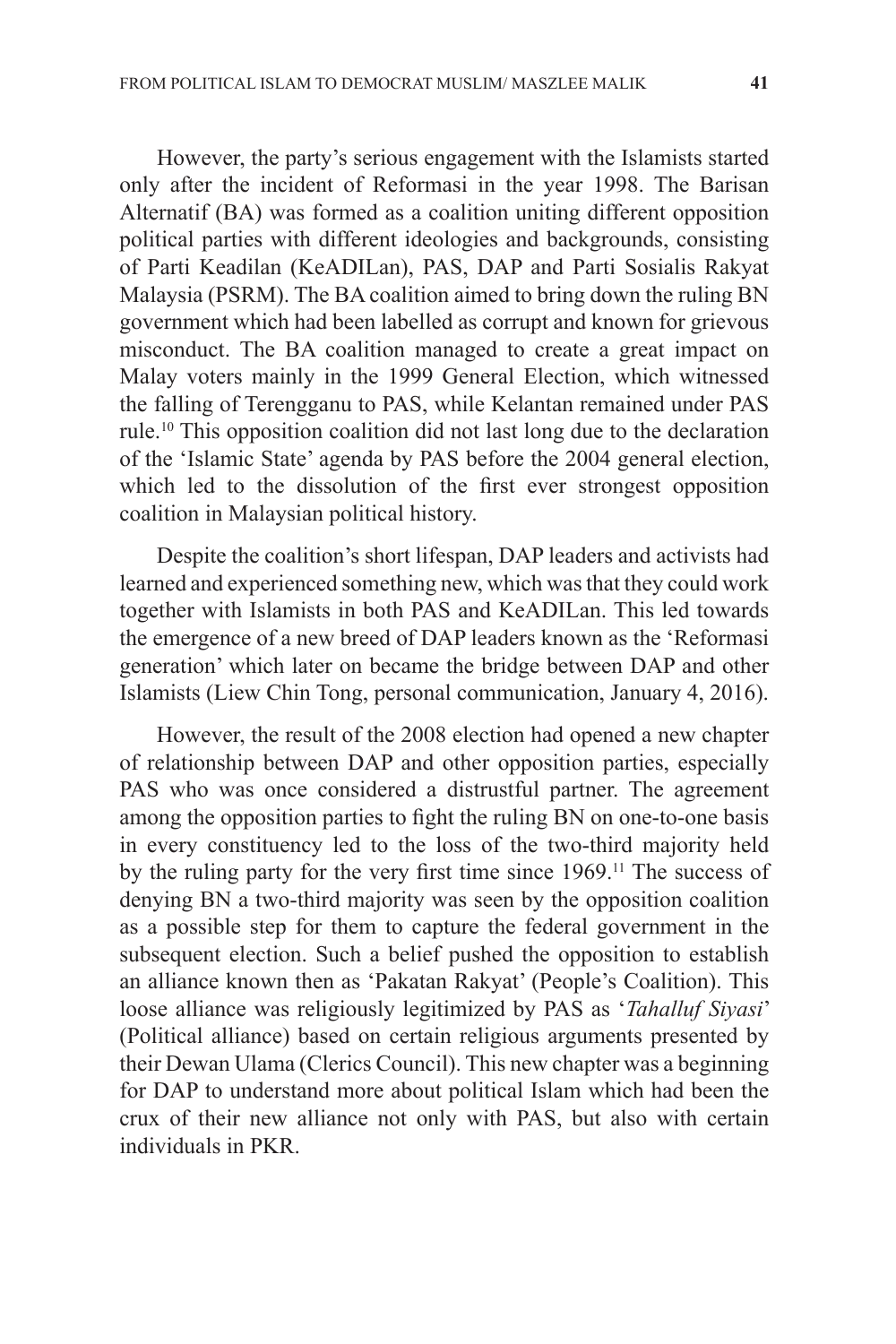However, the party's serious engagement with the Islamists started only after the incident of Reformasi in the year 1998. The Barisan Alternatif (BA) was formed as a coalition uniting different opposition political parties with different ideologies and backgrounds, consisting of Parti Keadilan (KeADILan), PAS, DAP and Parti Sosialis Rakyat Malaysia (PSRM). The BA coalition aimed to bring down the ruling BN government which had been labelled as corrupt and known for grievous misconduct. The BA coalition managed to create a great impact on Malay voters mainly in the 1999 General Election, which witnessed the falling of Terengganu to PAS, while Kelantan remained under PAS rule.[10] This opposition coalition did not last long due to the declaration of the 'Islamic State' agenda by PAS before the 2004 general election, which led to the dissolution of the first ever strongest opposition coalition in Malaysian political history.

Despite the coalition's short lifespan, DAP leaders and activists had learned and experienced something new, which was that they could work together with Islamists in both PAS and KeADILan. This led towards the emergence of a new breed of DAP leaders known as the 'Reformasi generation' which later on became the bridge between DAP and other Islamists (Liew Chin Tong, personal communication, January 4, 2016).

However, the result of the 2008 election had opened a new chapter of relationship between DAP and other opposition parties, especially PAS who was once considered a distrustful partner. The agreement among the opposition parties to fight the ruling BN on one-to-one basis in every constituency led to the loss of the two-third majority held by the ruling party for the very first time since 1969.[11] The success of denying BN a two-third majority was seen by the opposition coalition as a possible step for them to capture the federal government in the subsequent election. Such a belief pushed the opposition to establish an alliance known then as 'Pakatan Rakyat' (People's Coalition). This loose alliance was religiously legitimized by PAS as '*Tahalluf Siyasi*' (Political alliance) based on certain religious arguments presented by their Dewan Ulama (Clerics Council). This new chapter was a beginning for DAP to understand more about political Islam which had been the crux of their new alliance not only with PAS, but also with certain individuals in PKR.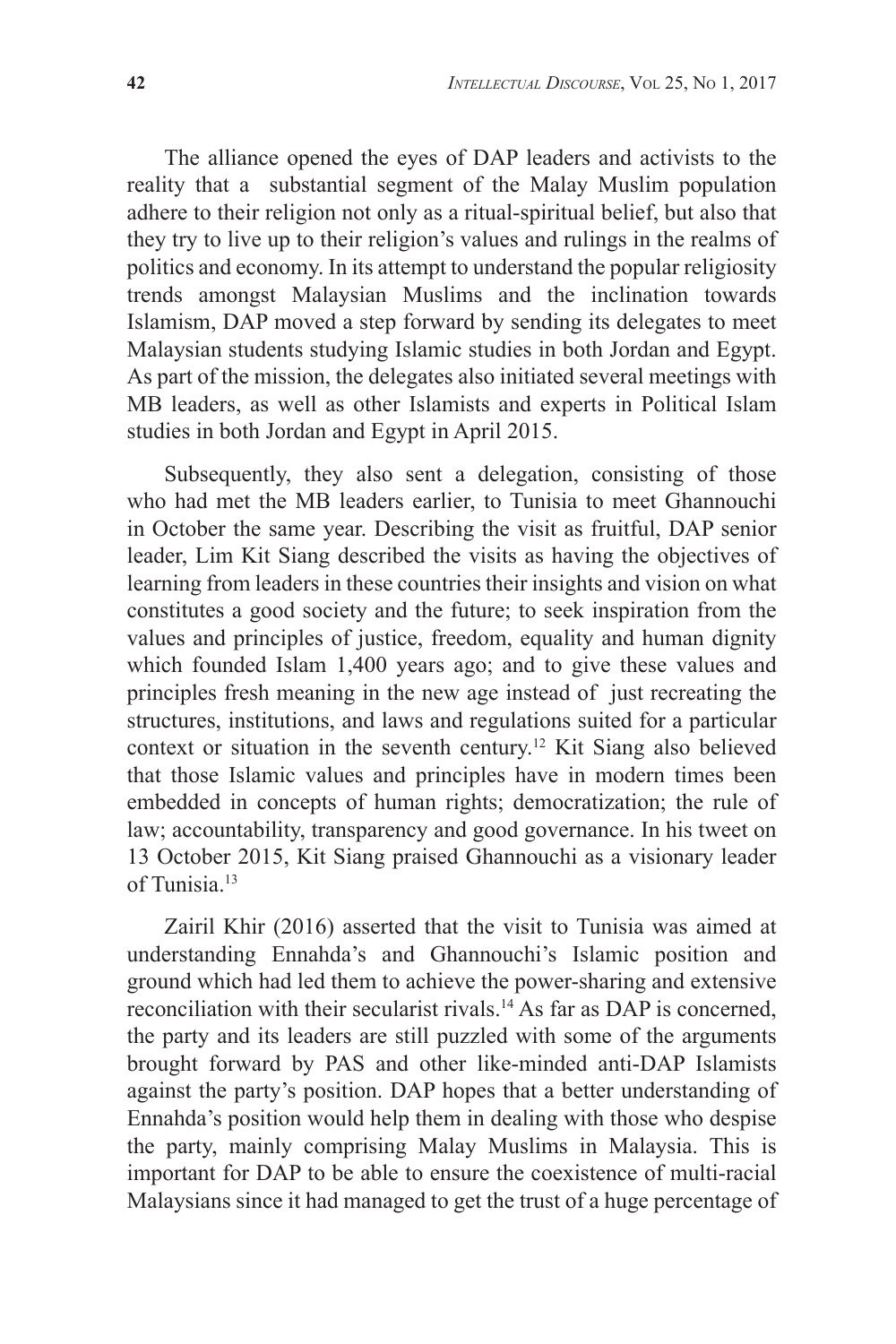The alliance opened the eyes of DAP leaders and activists to the reality that a substantial segment of the Malay Muslim population adhere to their religion not only as a ritual-spiritual belief, but also that they try to live up to their religion's values and rulings in the realms of politics and economy. In its attempt to understand the popular religiosity trends amongst Malaysian Muslims and the inclination towards Islamism, DAP moved a step forward by sending its delegates to meet Malaysian students studying Islamic studies in both Jordan and Egypt. As part of the mission, the delegates also initiated several meetings with MB leaders, as well as other Islamists and experts in Political Islam studies in both Jordan and Egypt in April 2015.

Subsequently, they also sent a delegation, consisting of those who had met the MB leaders earlier, to Tunisia to meet Ghannouchi in October the same year. Describing the visit as fruitful, DAP senior leader, Lim Kit Siang described the visits as having the objectives of learning from leaders in these countries their insights and vision on what constitutes a good society and the future; to seek inspiration from the values and principles of justice, freedom, equality and human dignity which founded Islam 1,400 years ago; and to give these values and principles fresh meaning in the new age instead of just recreating the structures, institutions, and laws and regulations suited for a particular context or situation in the seventh century.[12] Kit Siang also believed that those Islamic values and principles have in modern times been embedded in concepts of human rights; democratization; the rule of law; accountability, transparency and good governance. In his tweet on 13 October 2015, Kit Siang praised Ghannouchi as a visionary leader of Tunisia.[13]

Zairil Khir (2016) asserted that the visit to Tunisia was aimed at understanding Ennahda's and Ghannouchi's Islamic position and ground which had led them to achieve the power-sharing and extensive reconciliation with their secularist rivals.[14] As far as DAP is concerned, the party and its leaders are still puzzled with some of the arguments brought forward by PAS and other like-minded anti-DAP Islamists against the party's position. DAP hopes that a better understanding of Ennahda's position would help them in dealing with those who despise the party, mainly comprising Malay Muslims in Malaysia. This is important for DAP to be able to ensure the coexistence of multi-racial Malaysians since it had managed to get the trust of a huge percentage of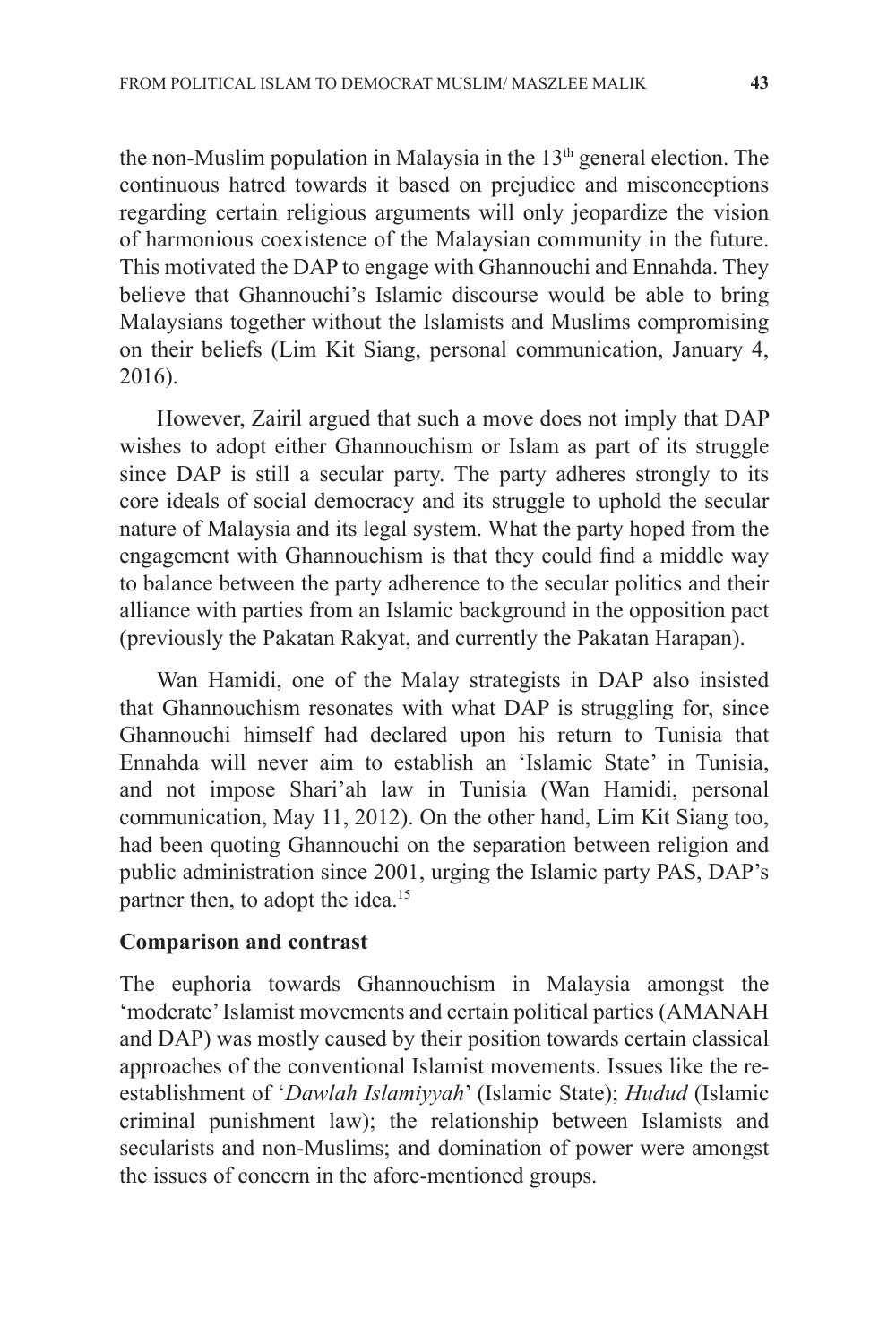the non-Muslim population in Malaysia in the 13th general election. The continuous hatred towards it based on prejudice and misconceptions regarding certain religious arguments will only jeopardize the vision of harmonious coexistence of the Malaysian community in the future. This motivated the DAP to engage with Ghannouchi and Ennahda. They believe that Ghannouchi's Islamic discourse would be able to bring Malaysians together without the Islamists and Muslims compromising on their beliefs (Lim Kit Siang, personal communication, January 4, 2016).

However, Zairil argued that such a move does not imply that DAP wishes to adopt either Ghannouchism or Islam as part of its struggle since DAP is still a secular party. The party adheres strongly to its core ideals of social democracy and its struggle to uphold the secular nature of Malaysia and its legal system. What the party hoped from the engagement with Ghannouchism is that they could find a middle way to balance between the party adherence to the secular politics and their alliance with parties from an Islamic background in the opposition pact (previously the Pakatan Rakyat, and currently the Pakatan Harapan).

Wan Hamidi, one of the Malay strategists in DAP also insisted that Ghannouchism resonates with what DAP is struggling for, since Ghannouchi himself had declared upon his return to Tunisia that Ennahda will never aim to establish an 'Islamic State' in Tunisia, and not impose Shari'ah law in Tunisia (Wan Hamidi, personal communication, May 11, 2012). On the other hand, Lim Kit Siang too, had been quoting Ghannouchi on the separation between religion and public administration since 2001, urging the Islamic party PAS, DAP's partner then, to adopt the idea.[15]

**Comparison and contrast**

The euphoria towards Ghannouchism in Malaysia amongst the 'moderate' Islamist movements and certain political parties (AMANAH and DAP) was mostly caused by their position towards certain classical approaches of the conventional Islamist movements. Issues like the re-establishment of '*Dawlah Islamiyyah*' (Islamic State); *Hudud* (Islamic criminal punishment law); the relationship between Islamists and secularists and non-Muslims; and domination of power were amongst the issues of concern in the afore-mentioned groups.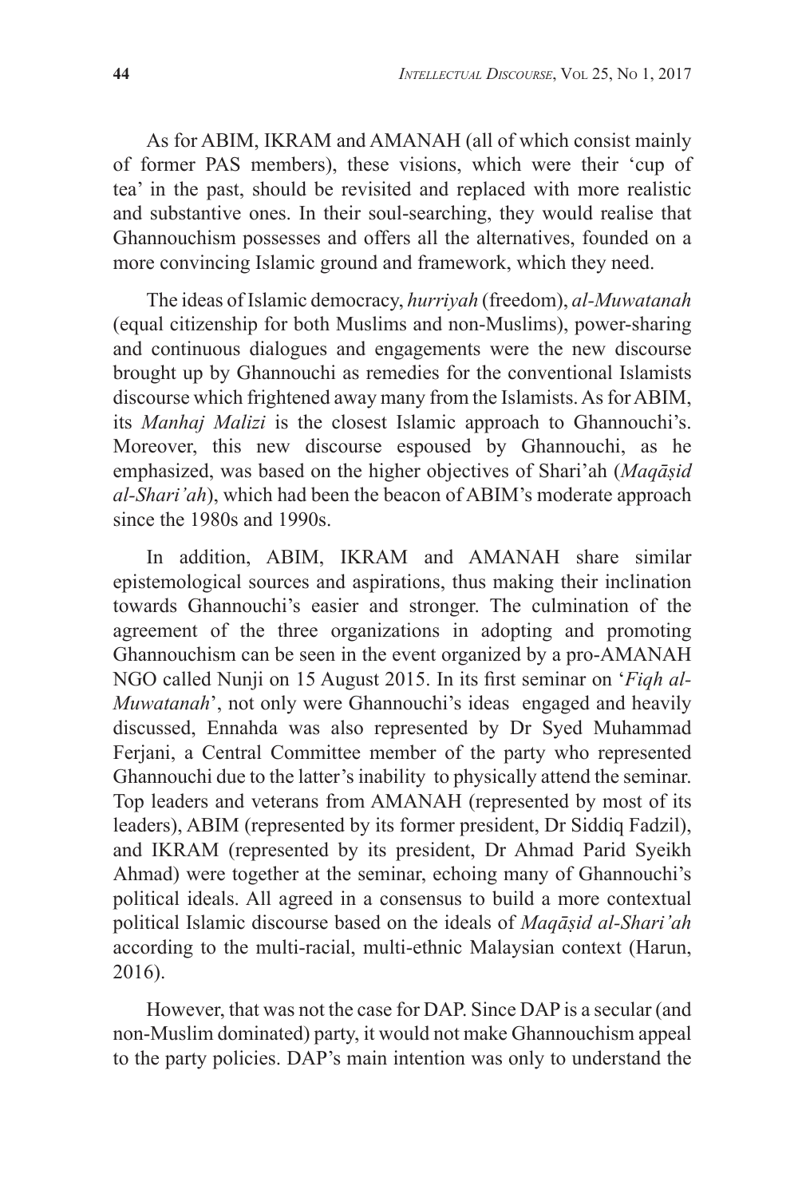As for ABIM, IKRAM and AMANAH (all of which consist mainly of former PAS members), these visions, which were their 'cup of tea' in the past, should be revisited and replaced with more realistic and substantive ones. In their soul-searching, they would realise that Ghannouchism possesses and offers all the alternatives, founded on a more convincing Islamic ground and framework, which they need.

The ideas of Islamic democracy, *hurriyah* (freedom), *al-Muwatanah* (equal citizenship for both Muslims and non-Muslims), power-sharing and continuous dialogues and engagements were the new discourse brought up by Ghannouchi as remedies for the conventional Islamists discourse which frightened away many from the Islamists. As for ABIM, its *Manhaj Malizi* is the closest Islamic approach to Ghannouchi's. Moreover, this new discourse espoused by Ghannouchi, as he emphasized, was based on the higher objectives of Shari'ah (*Maqāṣid al-Shari'ah*), which had been the beacon of ABIM's moderate approach since the 1980s and 1990s.

In addition, ABIM, IKRAM and AMANAH share similar epistemological sources and aspirations, thus making their inclination towards Ghannouchi's easier and stronger. The culmination of the agreement of the three organizations in adopting and promoting Ghannouchism can be seen in the event organized by a pro-AMANAH NGO called Nunji on 15 August 2015. In its first seminar on '*Fiqh al-Muwatanah*', not only were Ghannouchi's ideas engaged and heavily discussed, Ennahda was also represented by Dr Syed Muhammad Ferjani, a Central Committee member of the party who represented Ghannouchi due to the latter's inability to physically attend the seminar. Top leaders and veterans from AMANAH (represented by most of its leaders), ABIM (represented by its former president, Dr Siddiq Fadzil), and IKRAM (represented by its president, Dr Ahmad Parid Syeikh Ahmad) were together at the seminar, echoing many of Ghannouchi's political ideals. All agreed in a consensus to build a more contextual political Islamic discourse based on the ideals of *Maqāṣid al-Shari'ah* according to the multi-racial, multi-ethnic Malaysian context (Harun, 2016).

However, that was not the case for DAP. Since DAP is a secular (and non-Muslim dominated) party, it would not make Ghannouchism appeal to the party policies. DAP's main intention was only to understand the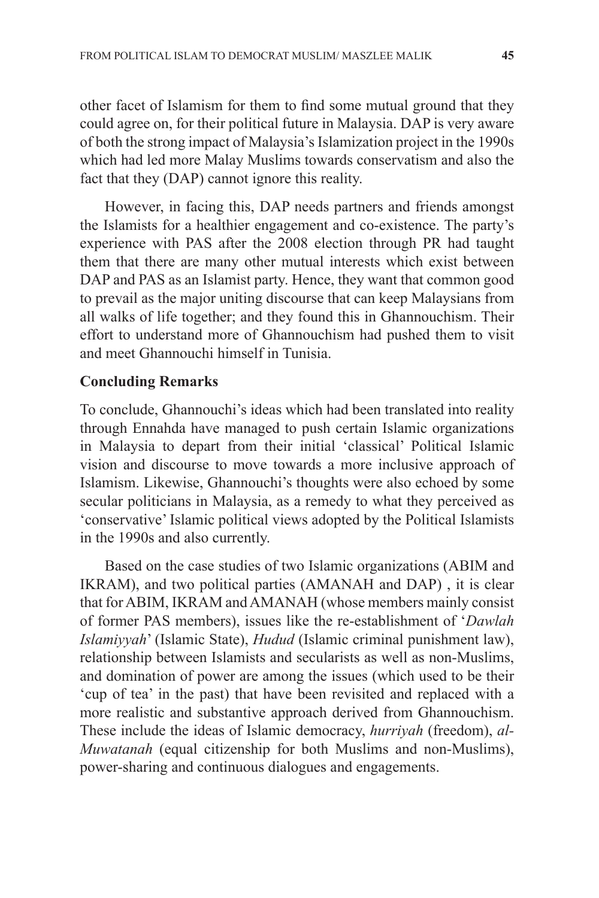other facet of Islamism for them to find some mutual ground that they could agree on, for their political future in Malaysia. DAP is very aware of both the strong impact of Malaysia's Islamization project in the 1990s which had led more Malay Muslims towards conservatism and also the fact that they (DAP) cannot ignore this reality.

However, in facing this, DAP needs partners and friends amongst the Islamists for a healthier engagement and co-existence. The party's experience with PAS after the 2008 election through PR had taught them that there are many other mutual interests which exist between DAP and PAS as an Islamist party. Hence, they want that common good to prevail as the major uniting discourse that can keep Malaysians from all walks of life together; and they found this in Ghannouchism. Their effort to understand more of Ghannouchism had pushed them to visit and meet Ghannouchi himself in Tunisia.

**Concluding Remarks**

To conclude, Ghannouchi's ideas which had been translated into reality through Ennahda have managed to push certain Islamic organizations in Malaysia to depart from their initial 'classical' Political Islamic vision and discourse to move towards a more inclusive approach of Islamism. Likewise, Ghannouchi's thoughts were also echoed by some secular politicians in Malaysia, as a remedy to what they perceived as 'conservative' Islamic political views adopted by the Political Islamists in the 1990s and also currently.

Based on the case studies of two Islamic organizations (ABIM and IKRAM), and two political parties (AMANAH and DAP) , it is clear that for ABIM, IKRAM and AMANAH (whose members mainly consist of former PAS members), issues like the re-establishment of '*Dawlah Islamiyyah*' (Islamic State), *Hudud* (Islamic criminal punishment law), relationship between Islamists and secularists as well as non-Muslims, and domination of power are among the issues (which used to be their 'cup of tea' in the past) that have been revisited and replaced with a more realistic and substantive approach derived from Ghannouchism. These include the ideas of Islamic democracy, *hurriyah* (freedom), *al-Muwatanah* (equal citizenship for both Muslims and non-Muslims), power-sharing and continuous dialogues and engagements.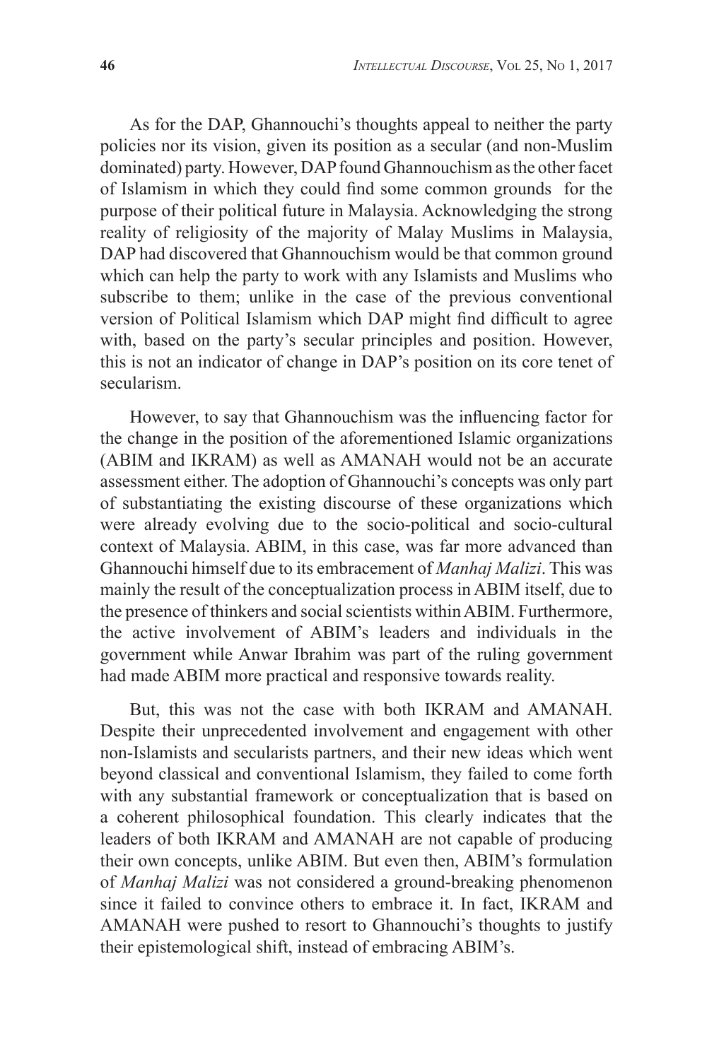As for the DAP, Ghannouchi's thoughts appeal to neither the party policies nor its vision, given its position as a secular (and non-Muslim dominated) party. However, DAP found Ghannouchism as the other facet of Islamism in which they could find some common grounds for the purpose of their political future in Malaysia. Acknowledging the strong reality of religiosity of the majority of Malay Muslims in Malaysia, DAP had discovered that Ghannouchism would be that common ground which can help the party to work with any Islamists and Muslims who subscribe to them; unlike in the case of the previous conventional version of Political Islamism which DAP might find difficult to agree with, based on the party's secular principles and position. However, this is not an indicator of change in DAP's position on its core tenet of secularism.

However, to say that Ghannouchism was the influencing factor for the change in the position of the aforementioned Islamic organizations (ABIM and IKRAM) as well as AMANAH would not be an accurate assessment either. The adoption of Ghannouchi's concepts was only part of substantiating the existing discourse of these organizations which were already evolving due to the socio-political and socio-cultural context of Malaysia. ABIM, in this case, was far more advanced than Ghannouchi himself due to its embracement of *Manhaj Malizi*. This was mainly the result of the conceptualization process in ABIM itself, due to the presence of thinkers and social scientists within ABIM. Furthermore, the active involvement of ABIM's leaders and individuals in the government while Anwar Ibrahim was part of the ruling government had made ABIM more practical and responsive towards reality.

But, this was not the case with both IKRAM and AMANAH. Despite their unprecedented involvement and engagement with other non-Islamists and secularists partners, and their new ideas which went beyond classical and conventional Islamism, they failed to come forth with any substantial framework or conceptualization that is based on a coherent philosophical foundation. This clearly indicates that the leaders of both IKRAM and AMANAH are not capable of producing their own concepts, unlike ABIM. But even then, ABIM's formulation of *Manhaj Malizi* was not considered a ground-breaking phenomenon since it failed to convince others to embrace it. In fact, IKRAM and AMANAH were pushed to resort to Ghannouchi's thoughts to justify their epistemological shift, instead of embracing ABIM's.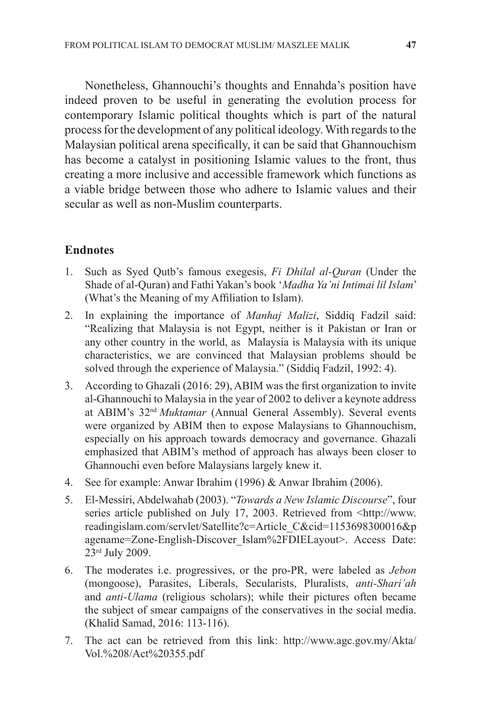Nonetheless, Ghannouchi's thoughts and Ennahda's position have indeed proven to be useful in generating the evolution process for contemporary Islamic political thoughts which is part of the natural process for the development of any political ideology. With regards to the Malaysian political arena specifically, it can be said that Ghannouchism has become a catalyst in positioning Islamic values to the front, thus creating a more inclusive and accessible framework which functions as a viable bridge between those who adhere to Islamic values and their secular as well as non-Muslim counterparts.

## Endnotes

1. Such as Syed Qutb's famous exegesis, *Fi Dhilal al-Quran* (Under the Shade of al-Quran) and Fathi Yakan's book '*Madha Ya'ni Intimai lil Islam*' (What's the Meaning of my Affiliation to Islam).
2. In explaining the importance of *Manhaj Malizi*, Siddiq Fadzil said: "Realizing that Malaysia is not Egypt, neither is it Pakistan or Iran or any other country in the world, as Malaysia is Malaysia with its unique characteristics, we are convinced that Malaysian problems should be solved through the experience of Malaysia." (Siddiq Fadzil, 1992: 4).
3. According to Ghazali (2016: 29), ABIM was the first organization to invite al-Ghannouchi to Malaysia in the year of 2002 to deliver a keynote address at ABIM's 32nd *Muktamar* (Annual General Assembly). Several events were organized by ABIM then to expose Malaysians to Ghannouchism, especially on his approach towards democracy and governance. Ghazali emphasized that ABIM's method of approach has always been closer to Ghannouchi even before Malaysians largely knew it.
4. See for example: Anwar Ibrahim (1996) & Anwar Ibrahim (2006).
5. El-Messiri, Abdelwahab (2003). "*Towards a New Islamic Discourse*", four series article published on July 17, 2003. Retrieved from <http://www.readingislam.com/servlet/Satellite?c=Article_C&cid=1153698300016&pagename=Zone-English-Discover_Islam%2FDIELayout>. Access Date: 23rd July 2009.
6. The moderates i.e. progressives, or the pro-PR, were labeled as *Jebon* (mongoose), Parasites, Liberals, Secularists, Pluralists, *anti-Shari'ah* and *anti-Ulama* (religious scholars); while their pictures often became the subject of smear campaigns of the conservatives in the social media. (Khalid Samad, 2016: 113-116).
7. The act can be retrieved from this link: http://www.agc.gov.my/Akta/Vol.%208/Act%20355.pdf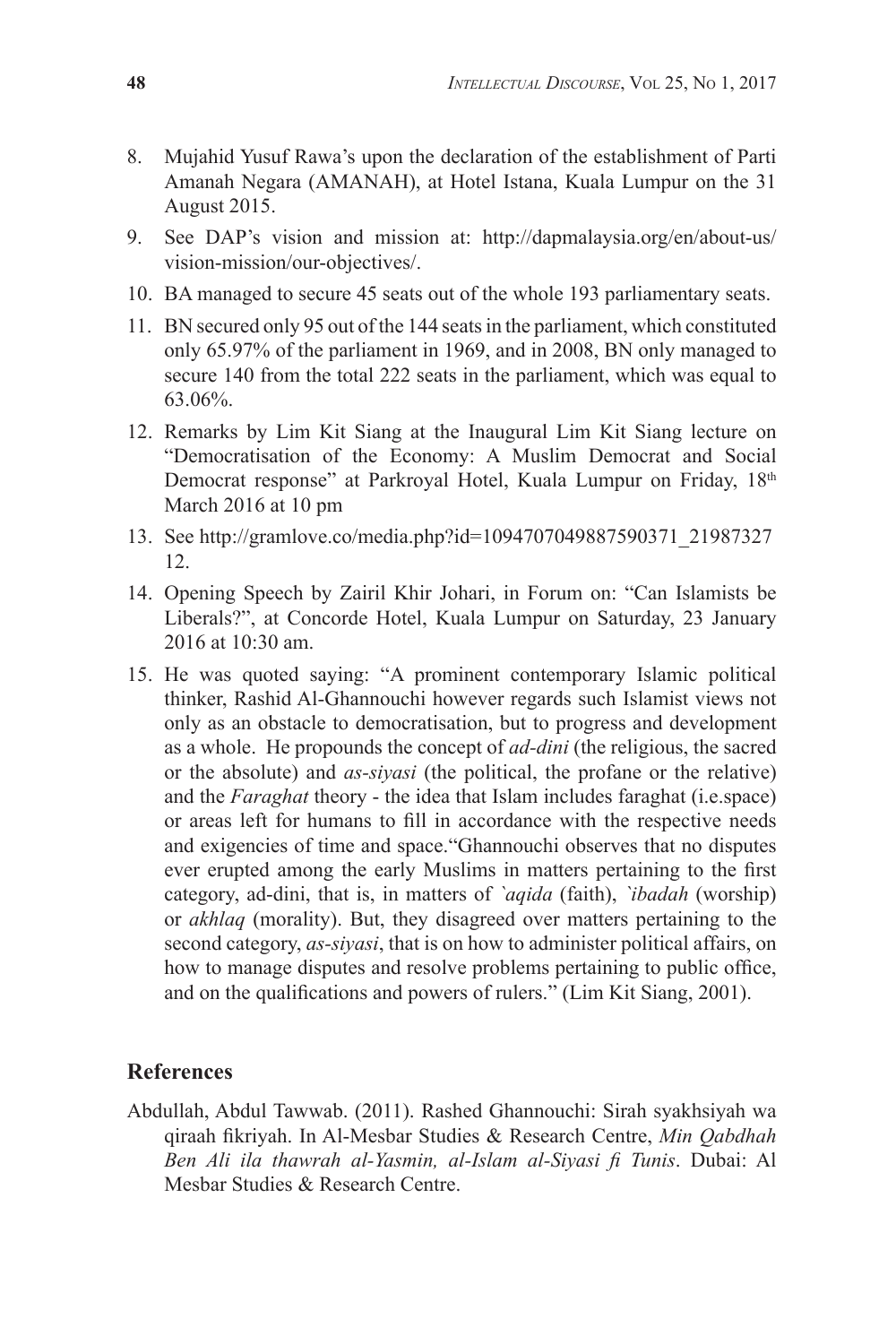8. Mujahid Yusuf Rawa's upon the declaration of the establishment of Parti Amanah Negara (AMANAH), at Hotel Istana, Kuala Lumpur on the 31 August 2015.
9. See DAP's vision and mission at: http://dapmalaysia.org/en/about-us/vision-mission/our-objectives/.
10. BA managed to secure 45 seats out of the whole 193 parliamentary seats.
11. BN secured only 95 out of the 144 seats in the parliament, which constituted only 65.97% of the parliament in 1969, and in 2008, BN only managed to secure 140 from the total 222 seats in the parliament, which was equal to 63.06%.
12. Remarks by Lim Kit Siang at the Inaugural Lim Kit Siang lecture on "Democratisation of the Economy: A Muslim Democrat and Social Democrat response" at Parkroyal Hotel, Kuala Lumpur on Friday, 18th March 2016 at 10 pm
13. See http://gramlove.co/media.php?id=1094707049887590371_2198732712.
14. Opening Speech by Zairil Khir Johari, in Forum on: "Can Islamists be Liberals?", at Concorde Hotel, Kuala Lumpur on Saturday, 23 January 2016 at 10:30 am.
15. He was quoted saying: "A prominent contemporary Islamic political thinker, Rashid Al-Ghannouchi however regards such Islamist views not only as an obstacle to democratisation, but to progress and development as a whole. He propounds the concept of *ad-dini* (the religious, the sacred or the absolute) and *as-siyasi* (the political, the profane or the relative) and the *Faraghat* theory - the idea that Islam includes faraghat (i.e.space) or areas left for humans to fill in accordance with the respective needs and exigencies of time and space."Ghannouchi observes that no disputes ever erupted among the early Muslims in matters pertaining to the first category, ad-dini, that is, in matters of *`aqida* (faith), *`ibadah* (worship) or *akhlaq* (morality). But, they disagreed over matters pertaining to the second category, *as-siyasi*, that is on how to administer political affairs, on how to manage disputes and resolve problems pertaining to public office, and on the qualifications and powers of rulers." (Lim Kit Siang, 2001).

## References

Abdullah, Abdul Tawwab. (2011). Rashed Ghannouchi: Sirah syakhsiyah wa qiraah fikriyah. In Al-Mesbar Studies & Research Centre, *Min Qabdhah Ben Ali ila thawrah al-Yasmin, al-Islam al-Siyasi fi Tunis*. Dubai: Al Mesbar Studies & Research Centre.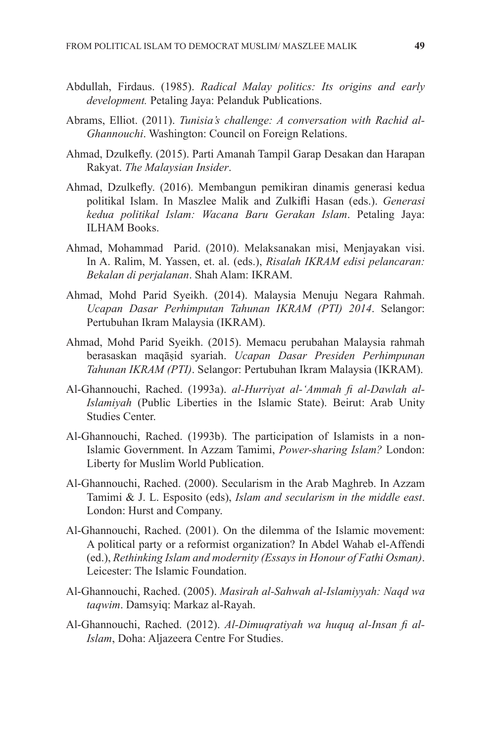Abdullah, Firdaus. (1985). *Radical Malay politics: Its origins and early development.* Petaling Jaya: Pelanduk Publications.

Abrams, Elliot. (2011). *Tunisia's challenge: A conversation with Rachid al-Ghannouchi*. Washington: Council on Foreign Relations.

Ahmad, Dzulkefly. (2015). Parti Amanah Tampil Garap Desakan dan Harapan Rakyat. *The Malaysian Insider*.

Ahmad, Dzulkefly. (2016). Membangun pemikiran dinamis generasi kedua politikal Islam. In Maszlee Malik and Zulkifli Hasan (eds.). *Generasi kedua politikal Islam: Wacana Baru Gerakan Islam*. Petaling Jaya: ILHAM Books.

Ahmad, Mohammad Parid. (2010). Melaksanakan misi, Menjayakan visi. In A. Ralim, M. Yassen, et. al. (eds.), *Risalah IKRAM edisi pelancaran: Bekalan di perjalanan*. Shah Alam: IKRAM.

Ahmad, Mohd Parid Syeikh. (2014). Malaysia Menuju Negara Rahmah. *Ucapan Dasar Perhimputan Tahunan IKRAM (PTI) 2014*. Selangor: Pertubuhan Ikram Malaysia (IKRAM).

Ahmad, Mohd Parid Syeikh. (2015). Memacu perubahan Malaysia rahmah berasaskan maqāṣid syariah. *Ucapan Dasar Presiden Perhimpunan Tahunan IKRAM (PTI)*. Selangor: Pertubuhan Ikram Malaysia (IKRAM).

Al-Ghannouchi, Rached. (1993a). *al-Hurriyat al-'Ammah fi al-Dawlah al-Islamiyah* (Public Liberties in the Islamic State). Beirut: Arab Unity Studies Center.

Al-Ghannouchi, Rached. (1993b). The participation of Islamists in a non-Islamic Government. In Azzam Tamimi, *Power-sharing Islam?* London: Liberty for Muslim World Publication.

Al-Ghannouchi, Rached. (2000). Secularism in the Arab Maghreb. In Azzam Tamimi & J. L. Esposito (eds), *Islam and secularism in the middle east*. London: Hurst and Company.

Al-Ghannouchi, Rached. (2001). On the dilemma of the Islamic movement: A political party or a reformist organization? In Abdel Wahab el-Affendi (ed.), *Rethinking Islam and modernity (Essays in Honour of Fathi Osman)*. Leicester: The Islamic Foundation.

Al-Ghannouchi, Rached. (2005). *Masirah al-Sahwah al-Islamiyyah: Naqd wa taqwim*. Damsyiq: Markaz al-Rayah.

Al-Ghannouchi, Rached. (2012). *Al-Dimuqratiyah wa huquq al-Insan fi al-Islam*, Doha: Aljazeera Centre For Studies.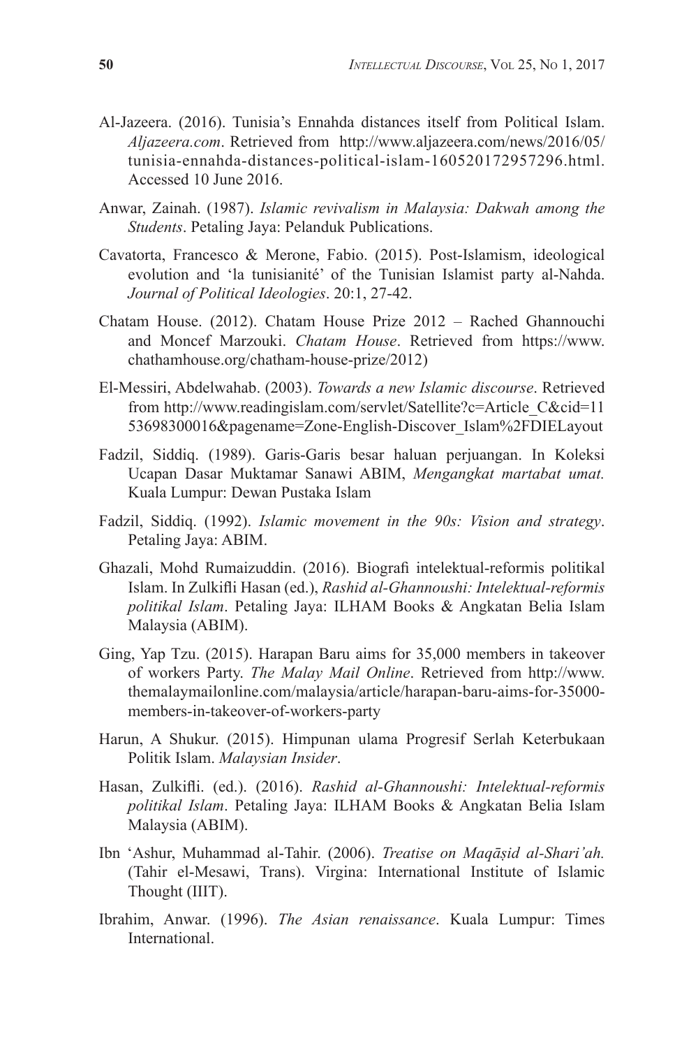Al-Jazeera. (2016). Tunisia's Ennahda distances itself from Political Islam. *Aljazeera.com*. Retrieved from http://www.aljazeera.com/news/2016/05/tunisia-ennahda-distances-political-islam-160520172957296.html. Accessed 10 June 2016.

Anwar, Zainah. (1987). *Islamic revivalism in Malaysia: Dakwah among the Students*. Petaling Jaya: Pelanduk Publications.

Cavatorta, Francesco & Merone, Fabio. (2015). Post-Islamism, ideological evolution and 'la tunisianité' of the Tunisian Islamist party al-Nahda. *Journal of Political Ideologies*. 20:1, 27-42.

Chatam House. (2012). Chatam House Prize 2012 – Rached Ghannouchi and Moncef Marzouki. *Chatam House*. Retrieved from https://www.chathamhouse.org/chatham-house-prize/2012)

El-Messiri, Abdelwahab. (2003). *Towards a new Islamic discourse*. Retrieved from http://www.readingislam.com/servlet/Satellite?c=Article_C&cid=1153698300016&pagename=Zone-English-Discover_Islam%2FDIELayout

Fadzil, Siddiq. (1989). Garis-Garis besar haluan perjuangan. In Koleksi Ucapan Dasar Muktamar Sanawi ABIM, *Mengangkat martabat umat.* Kuala Lumpur: Dewan Pustaka Islam

Fadzil, Siddiq. (1992). *Islamic movement in the 90s: Vision and strategy*. Petaling Jaya: ABIM.

Ghazali, Mohd Rumaizuddin. (2016). Biografi intelektual-reformis politikal Islam. In Zulkifli Hasan (ed.), *Rashid al-Ghannoushi: Intelektual-reformis politikal Islam*. Petaling Jaya: ILHAM Books & Angkatan Belia Islam Malaysia (ABIM).

Ging, Yap Tzu. (2015). Harapan Baru aims for 35,000 members in takeover of workers Party. *The Malay Mail Online*. Retrieved from http://www.themalaymailonline.com/malaysia/article/harapan-baru-aims-for-35000-members-in-takeover-of-workers-party

Harun, A Shukur. (2015). Himpunan ulama Progresif Serlah Keterbukaan Politik Islam. *Malaysian Insider*.

Hasan, Zulkifli. (ed.). (2016). *Rashid al-Ghannoushi: Intelektual-reformis politikal Islam*. Petaling Jaya: ILHAM Books & Angkatan Belia Islam Malaysia (ABIM).

Ibn 'Ashur, Muhammad al-Tahir. (2006). *Treatise on Maqāṣid al-Shari'ah.* (Tahir el-Mesawi, Trans). Virgina: International Institute of Islamic Thought (IIIT).

Ibrahim, Anwar. (1996). *The Asian renaissance*. Kuala Lumpur: Times International.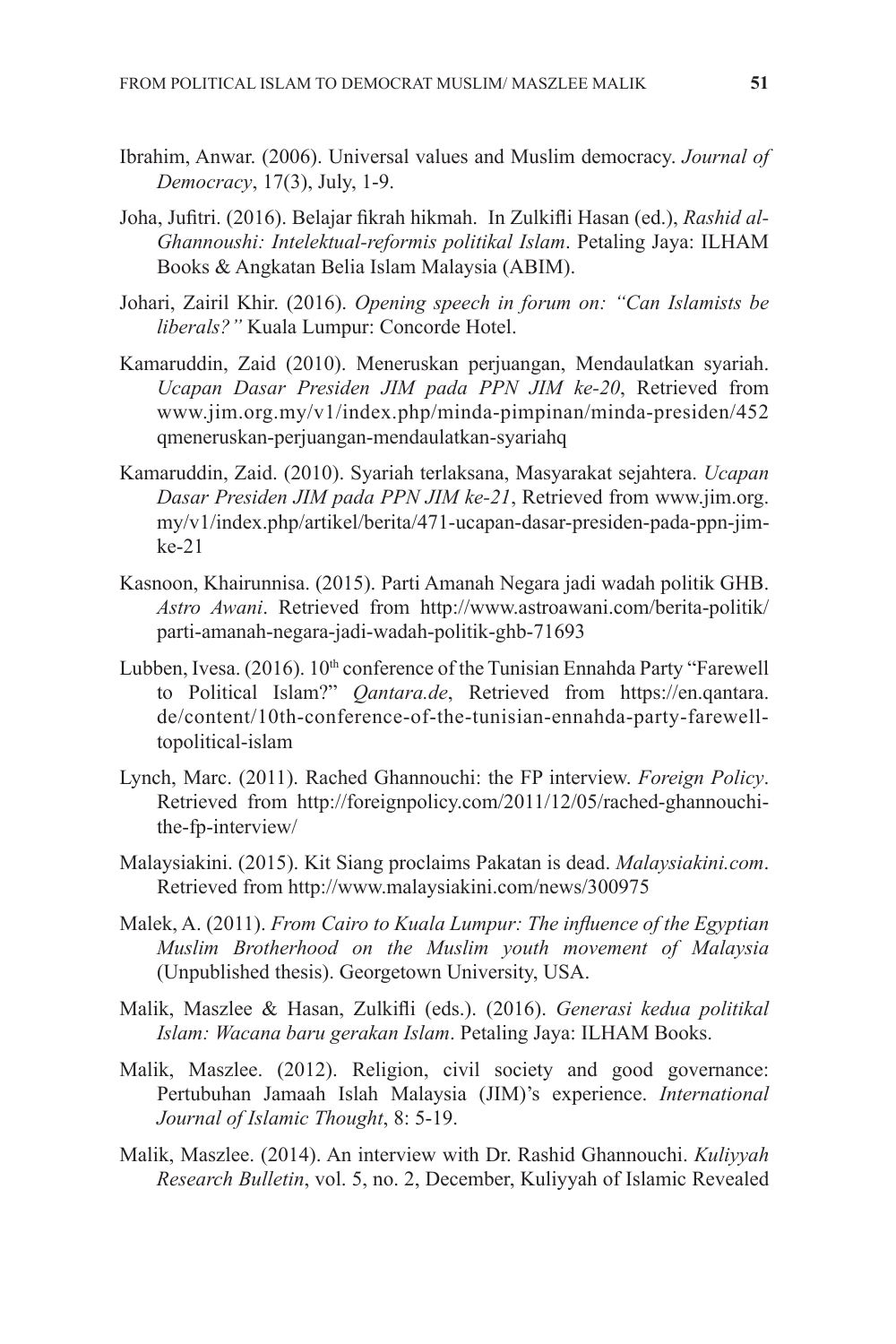Ibrahim, Anwar. (2006). Universal values and Muslim democracy. *Journal of Democracy*, 17(3), July, 1-9.

Joha, Jufitri. (2016). Belajar fikrah hikmah. In Zulkifli Hasan (ed.), *Rashid al-Ghannoushi: Intelektual-reformis politikal Islam*. Petaling Jaya: ILHAM Books & Angkatan Belia Islam Malaysia (ABIM).

Johari, Zairil Khir. (2016). *Opening speech in forum on: "Can Islamists be liberals?"* Kuala Lumpur: Concorde Hotel.

Kamaruddin, Zaid (2010). Meneruskan perjuangan, Mendaulatkan syariah. *Ucapan Dasar Presiden JIM pada PPN JIM ke-20*, Retrieved from www.jim.org.my/v1/index.php/minda-pimpinan/minda-presiden/452 qmeneruskan-perjuangan-mendaulatkan-syariahq

Kamaruddin, Zaid. (2010). Syariah terlaksana, Masyarakat sejahtera. *Ucapan Dasar Presiden JIM pada PPN JIM ke-21*, Retrieved from www.jim.org.my/v1/index.php/artikel/berita/471-ucapan-dasar-presiden-pada-ppn-jim-ke-21

Kasnoon, Khairunnisa. (2015). Parti Amanah Negara jadi wadah politik GHB. *Astro Awani*. Retrieved from http://www.astroawani.com/berita-politik/parti-amanah-negara-jadi-wadah-politik-ghb-71693

Lubben, Ivesa. (2016). 10th conference of the Tunisian Ennahda Party "Farewell to Political Islam?" *Qantara.de*, Retrieved from https://en.qantara.de/content/10th-conference-of-the-tunisian-ennahda-party-farewell-topolitical-islam

Lynch, Marc. (2011). Rached Ghannouchi: the FP interview. *Foreign Policy*. Retrieved from http://foreignpolicy.com/2011/12/05/rached-ghannouchi-the-fp-interview/

Malaysiakini. (2015). Kit Siang proclaims Pakatan is dead. *Malaysiakini.com*. Retrieved from http://www.malaysiakini.com/news/300975

Malek, A. (2011). *From Cairo to Kuala Lumpur: The influence of the Egyptian Muslim Brotherhood on the Muslim youth movement of Malaysia* (Unpublished thesis). Georgetown University, USA.

Malik, Maszlee & Hasan, Zulkifli (eds.). (2016). *Generasi kedua politikal Islam: Wacana baru gerakan Islam*. Petaling Jaya: ILHAM Books.

Malik, Maszlee. (2012). Religion, civil society and good governance: Pertubuhan Jamaah Islah Malaysia (JIM)'s experience. *International Journal of Islamic Thought*, 8: 5-19.

Malik, Maszlee. (2014). An interview with Dr. Rashid Ghannouchi. *Kuliyyah Research Bulletin*, vol. 5, no. 2, December, Kuliyyah of Islamic Revealed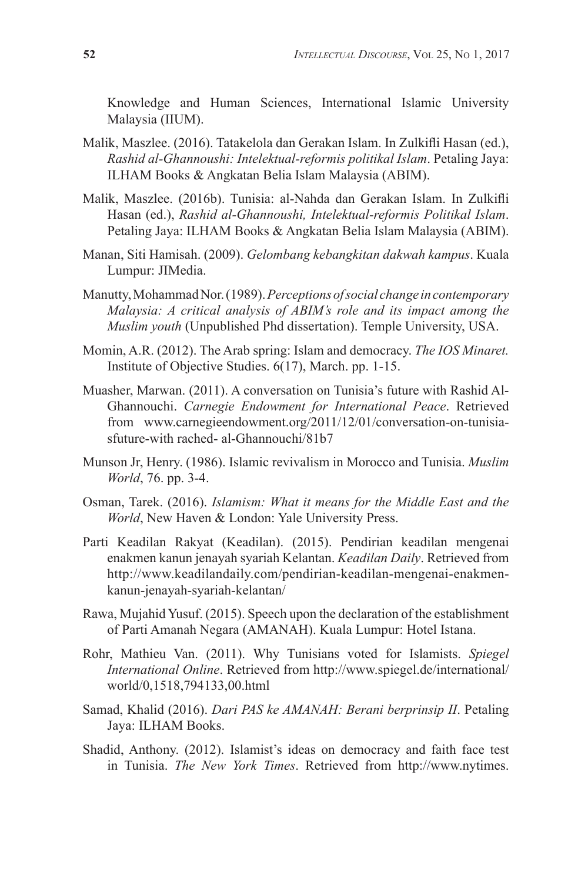Knowledge and Human Sciences, International Islamic University Malaysia (IIUM).

Malik, Maszlee. (2016). Tatakelola dan Gerakan Islam. In Zulkifli Hasan (ed.), *Rashid al-Ghannoushi: Intelektual-reformis politikal Islam*. Petaling Jaya: ILHAM Books & Angkatan Belia Islam Malaysia (ABIM).

Malik, Maszlee. (2016b). Tunisia: al-Nahda dan Gerakan Islam. In Zulkifli Hasan (ed.), *Rashid al-Ghannoushi, Intelektual-reformis Politikal Islam*. Petaling Jaya: ILHAM Books & Angkatan Belia Islam Malaysia (ABIM).

Manan, Siti Hamisah. (2009). *Gelombang kebangkitan dakwah kampus*. Kuala Lumpur: JIMedia.

Manutty, Mohammad Nor. (1989). *Perceptions of social change in contemporary Malaysia: A critical analysis of ABIM's role and its impact among the Muslim youth* (Unpublished Phd dissertation). Temple University, USA.

Momin, A.R. (2012). The Arab spring: Islam and democracy. *The IOS Minaret.* Institute of Objective Studies. 6(17), March. pp. 1-15.

Muasher, Marwan. (2011). A conversation on Tunisia's future with Rashid Al-Ghannouchi. *Carnegie Endowment for International Peace*. Retrieved from www.carnegieendowment.org/2011/12/01/conversation-on-tunisiasfuture-with rached- al-Ghannouchi/81b7

Munson Jr, Henry. (1986). Islamic revivalism in Morocco and Tunisia. *Muslim World*, 76. pp. 3-4.

Osman, Tarek. (2016). *Islamism: What it means for the Middle East and the World*, New Haven & London: Yale University Press.

Parti Keadilan Rakyat (Keadilan). (2015). Pendirian keadilan mengenai enakmen kanun jenayah syariah Kelantan. *Keadilan Daily*. Retrieved from http://www.keadilandaily.com/pendirian-keadilan-mengenai-enakmen-kanun-jenayah-syariah-kelantan/

Rawa, Mujahid Yusuf. (2015). Speech upon the declaration of the establishment of Parti Amanah Negara (AMANAH). Kuala Lumpur: Hotel Istana.

Rohr, Mathieu Van. (2011). Why Tunisians voted for Islamists. *Spiegel International Online*. Retrieved from http://www.spiegel.de/international/world/0,1518,794133,00.html

Samad, Khalid (2016). *Dari PAS ke AMANAH: Berani berprinsip II*. Petaling Jaya: ILHAM Books.

Shadid, Anthony. (2012). Islamist's ideas on democracy and faith face test in Tunisia. *The New York Times*. Retrieved from http://www.nytimes.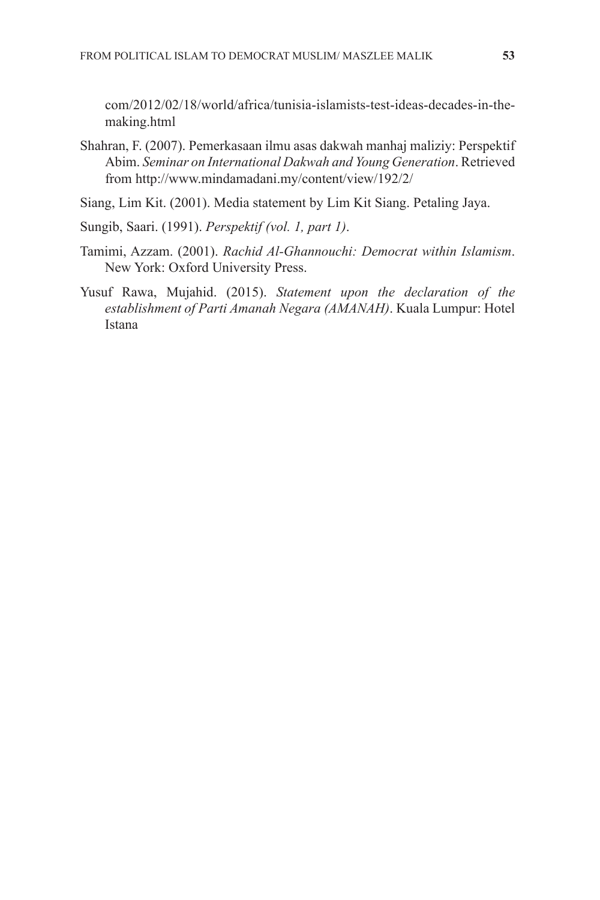com/2012/02/18/world/africa/tunisia-islamists-test-ideas-decades-in-the-making.html

Shahran, F. (2007). Pemerkasaan ilmu asas dakwah manhaj maliziy: Perspektif Abim. *Seminar on International Dakwah and Young Generation*. Retrieved from http://www.mindamadani.my/content/view/192/2/

Siang, Lim Kit. (2001). Media statement by Lim Kit Siang. Petaling Jaya.

Sungib, Saari. (1991). *Perspektif (vol. 1, part 1)*.

Tamimi, Azzam. (2001). *Rachid Al-Ghannouchi: Democrat within Islamism*. New York: Oxford University Press.

Yusuf Rawa, Mujahid. (2015). *Statement upon the declaration of the establishment of Parti Amanah Negara (AMANAH)*. Kuala Lumpur: Hotel Istana